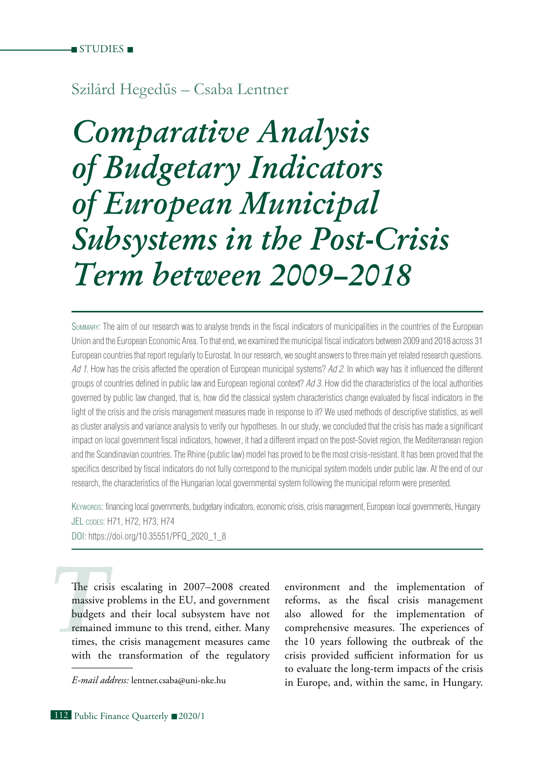■ STUDIES ■

Szilárd Hegedűs – Csaba Lentner

# Comparative Analysis of Budgetary Indicators of European Municipal Subsystems in the Post-Crisis Term between 2009–2018

Summary: The aim of our research was to analyse trends in the fiscal indicators of municipalities in the countries of the European Union and the European Economic Area. To that end, we examined the municipal fiscal indicators between 2009 and 2018 across 31 European countries that report regularly to Eurostat. In our research, we sought answers to three main yet related research questions. *Ad 1.* How has the crisis affected the operation of European municipal systems? *Ad 2.* In which way has it influenced the different groups of countries defined in public law and European regional context? *Ad 3.* How did the characteristics of the local authorities governed by public law changed, that is, how did the classical system characteristics change evaluated by fiscal indicators in the light of the crisis and the crisis management measures made in response to it? We used methods of descriptive statistics, as well as cluster analysis and variance analysis to verify our hypotheses. In our study, we concluded that the crisis has made a significant impact on local government fiscal indicators, however, it had a different impact on the post-Soviet region, the Mediterranean region and the Scandinavian countries. The Rhine (public law) model has proved to be the most crisis-resistant. It has been proved that the specifics described by fiscal indicators do not fully correspond to the municipal system models under public law. At the end of our research, the characteristics of the Hungarian local governmental system following the municipal reform were presented.

Keywords: financing local governments, budgetary indicators, economic crisis, crisis management, European local governments, Hungary

JEL codes: H71, H72, H73, H74

DOI: https://doi.org/10.35551/PFQ_2020_1_8

The crisis escalating in 2007–2008 created massive problems in the EU, and government budgets and their local subsystem have not remained immune to this trend, either. Many times, the crisis management measures came with the transformation of the regulatory environment and the implementation of reforms, as the fiscal crisis management also allowed for the implementation of comprehensive measures. The experiences of the 10 years following the outbreak of the crisis provided sufficient information for us to evaluate the long-term impacts of the crisis in Europe, and, within the same, in Hungary.

*E-mail address:* lentner.csaba@uni-nke.hu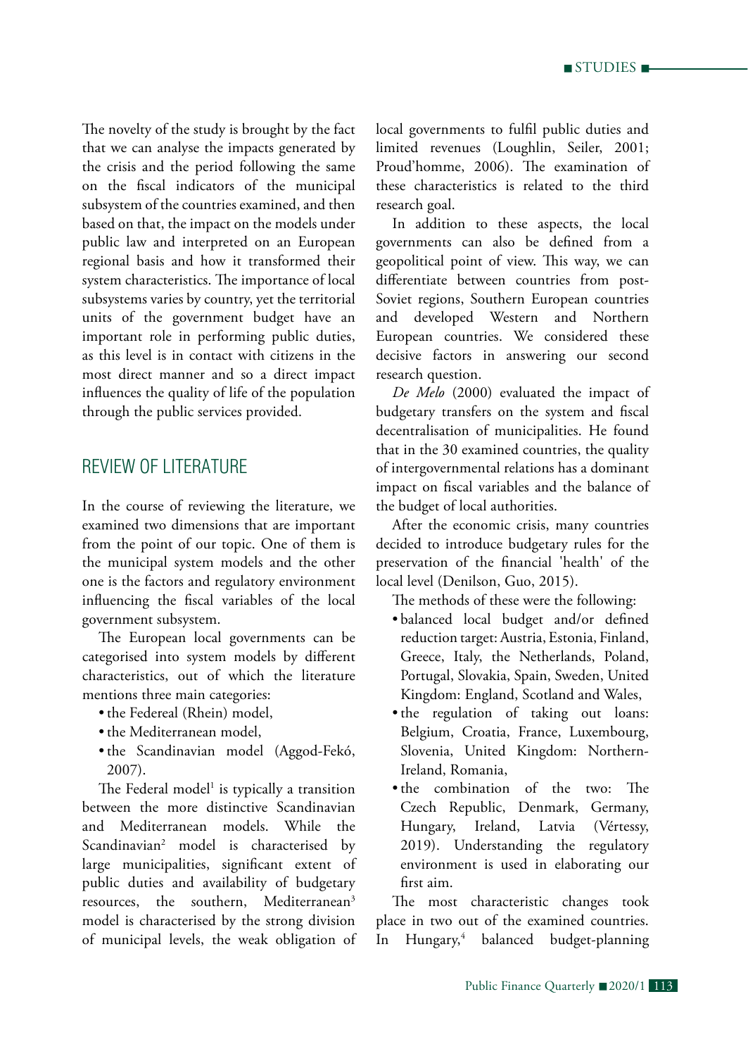The novelty of the study is brought by the fact that we can analyse the impacts generated by the crisis and the period following the same on the fiscal indicators of the municipal subsystem of the countries examined, and then based on that, the impact on the models under public law and interpreted on an European regional basis and how it transformed their system characteristics. The importance of local subsystems varies by country, yet the territorial units of the government budget have an important role in performing public duties, as this level is in contact with citizens in the most direct manner and so a direct impact influences the quality of life of the population through the public services provided.

## REVIEW OF LITERATURE

In the course of reviewing the literature, we examined two dimensions that are important from the point of our topic. One of them is the municipal system models and the other one is the factors and regulatory environment influencing the fiscal variables of the local government subsystem.

The European local governments can be categorised into system models by different characteristics, out of which the literature mentions three main categories:

- the Federeal (Rhein) model,
- the Mediterranean model,
- the Scandinavian model (Aggod-Fekó, 2007).

The Federal model[1] is typically a transition between the more distinctive Scandinavian and Mediterranean models. While the Scandinavian[2] model is characterised by large municipalities, significant extent of public duties and availability of budgetary resources, the southern, Mediterranean[3] model is characterised by the strong division of municipal levels, the weak obligation of local governments to fulfil public duties and limited revenues (Loughlin, Seiler, 2001; Proud'homme, 2006). The examination of these characteristics is related to the third research goal.

In addition to these aspects, the local governments can also be defined from a geopolitical point of view. This way, we can differentiate between countries from post-Soviet regions, Southern European countries and developed Western and Northern European countries. We considered these decisive factors in answering our second research question.

*De Melo* (2000) evaluated the impact of budgetary transfers on the system and fiscal decentralisation of municipalities. He found that in the 30 examined countries, the quality of intergovernmental relations has a dominant impact on fiscal variables and the balance of the budget of local authorities.

After the economic crisis, many countries decided to introduce budgetary rules for the preservation of the financial 'health' of the local level (Denilson, Guo, 2015).

The methods of these were the following:

- balanced local budget and/or defined reduction target: Austria, Estonia, Finland, Greece, Italy, the Netherlands, Poland, Portugal, Slovakia, Spain, Sweden, United Kingdom: England, Scotland and Wales,
- the regulation of taking out loans: Belgium, Croatia, France, Luxembourg, Slovenia, United Kingdom: Northern-Ireland, Romania,
- the combination of the two: The Czech Republic, Denmark, Germany, Hungary, Ireland, Latvia (Vértessy, 2019). Understanding the regulatory environment is used in elaborating our first aim.

The most characteristic changes took place in two out of the examined countries. In Hungary,[4] balanced budget-planning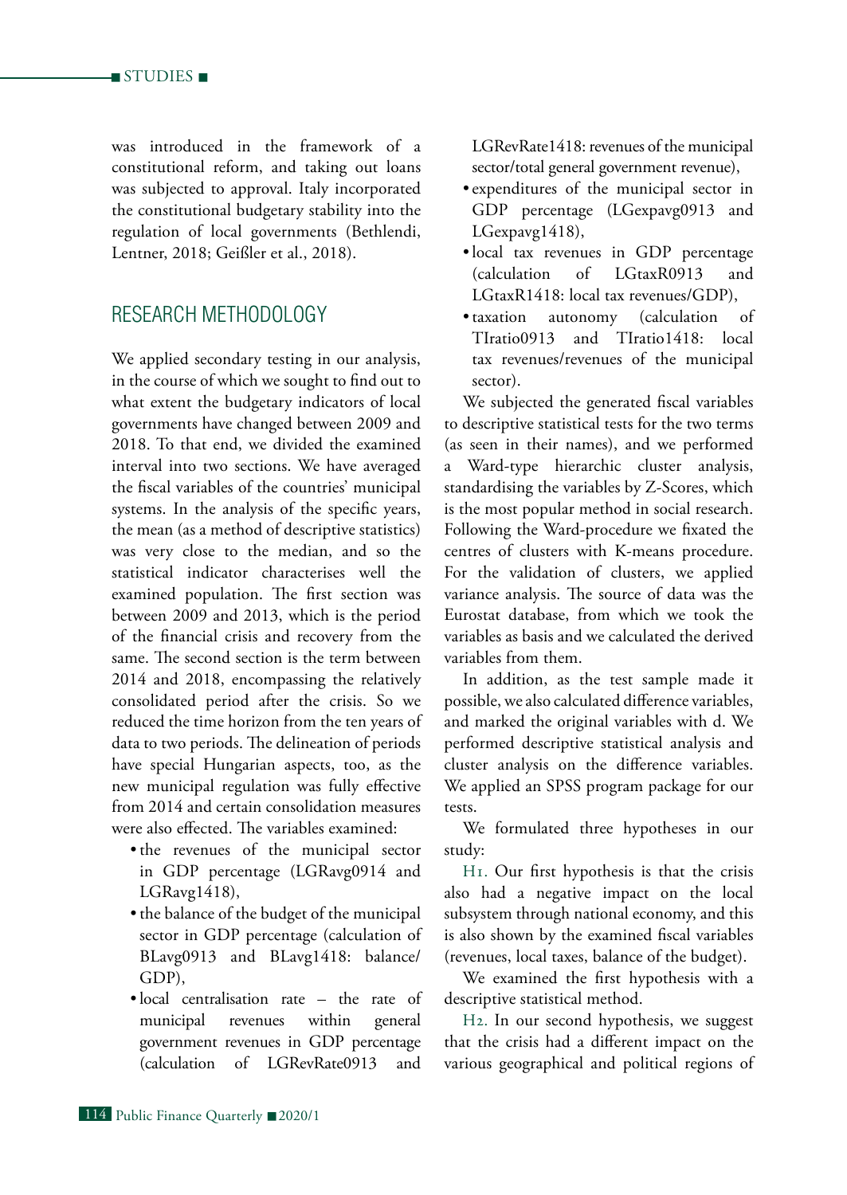was introduced in the framework of a constitutional reform, and taking out loans was subjected to approval. Italy incorporated the constitutional budgetary stability into the regulation of local governments (Bethlendi, Lentner, 2018; Geißler et al., 2018).

## RESEARCH METHODOLOGY

We applied secondary testing in our analysis, in the course of which we sought to find out to what extent the budgetary indicators of local governments have changed between 2009 and 2018. To that end, we divided the examined interval into two sections. We have averaged the fiscal variables of the countries' municipal systems. In the analysis of the specific years, the mean (as a method of descriptive statistics) was very close to the median, and so the statistical indicator characterises well the examined population. The first section was between 2009 and 2013, which is the period of the financial crisis and recovery from the same. The second section is the term between 2014 and 2018, encompassing the relatively consolidated period after the crisis. So we reduced the time horizon from the ten years of data to two periods. The delineation of periods have special Hungarian aspects, too, as the new municipal regulation was fully effective from 2014 and certain consolidation measures were also effected. The variables examined:

- the revenues of the municipal sector in GDP percentage (LGRavg0914 and LGRavg1418),
- the balance of the budget of the municipal sector in GDP percentage (calculation of BLavg0913 and BLavg1418: balance/ GDP),
- local centralisation rate – the rate of municipal revenues within general government revenues in GDP percentage (calculation of LGRevRate0913 and LGRevRate1418: revenues of the municipal sector/total general government revenue),
- expenditures of the municipal sector in GDP percentage (LGexpavg0913 and LGexpavg1418),
- local tax revenues in GDP percentage (calculation of LGtaxR0913 and LGtaxR1418: local tax revenues/GDP),
- taxation autonomy (calculation of TIratio0913 and TIratio1418: local tax revenues/revenues of the municipal sector).

We subjected the generated fiscal variables to descriptive statistical tests for the two terms (as seen in their names), and we performed a Ward-type hierarchic cluster analysis, standardising the variables by Z-Scores, which is the most popular method in social research. Following the Ward-procedure we fixated the centres of clusters with K-means procedure. For the validation of clusters, we applied variance analysis. The source of data was the Eurostat database, from which we took the variables as basis and we calculated the derived variables from them.

In addition, as the test sample made it possible, we also calculated difference variables, and marked the original variables with d. We performed descriptive statistical analysis and cluster analysis on the difference variables. We applied an SPSS program package for our tests.

We formulated three hypotheses in our study:

H1. Our first hypothesis is that the crisis also had a negative impact on the local subsystem through national economy, and this is also shown by the examined fiscal variables (revenues, local taxes, balance of the budget).

We examined the first hypothesis with a descriptive statistical method.

H2. In our second hypothesis, we suggest that the crisis had a different impact on the various geographical and political regions of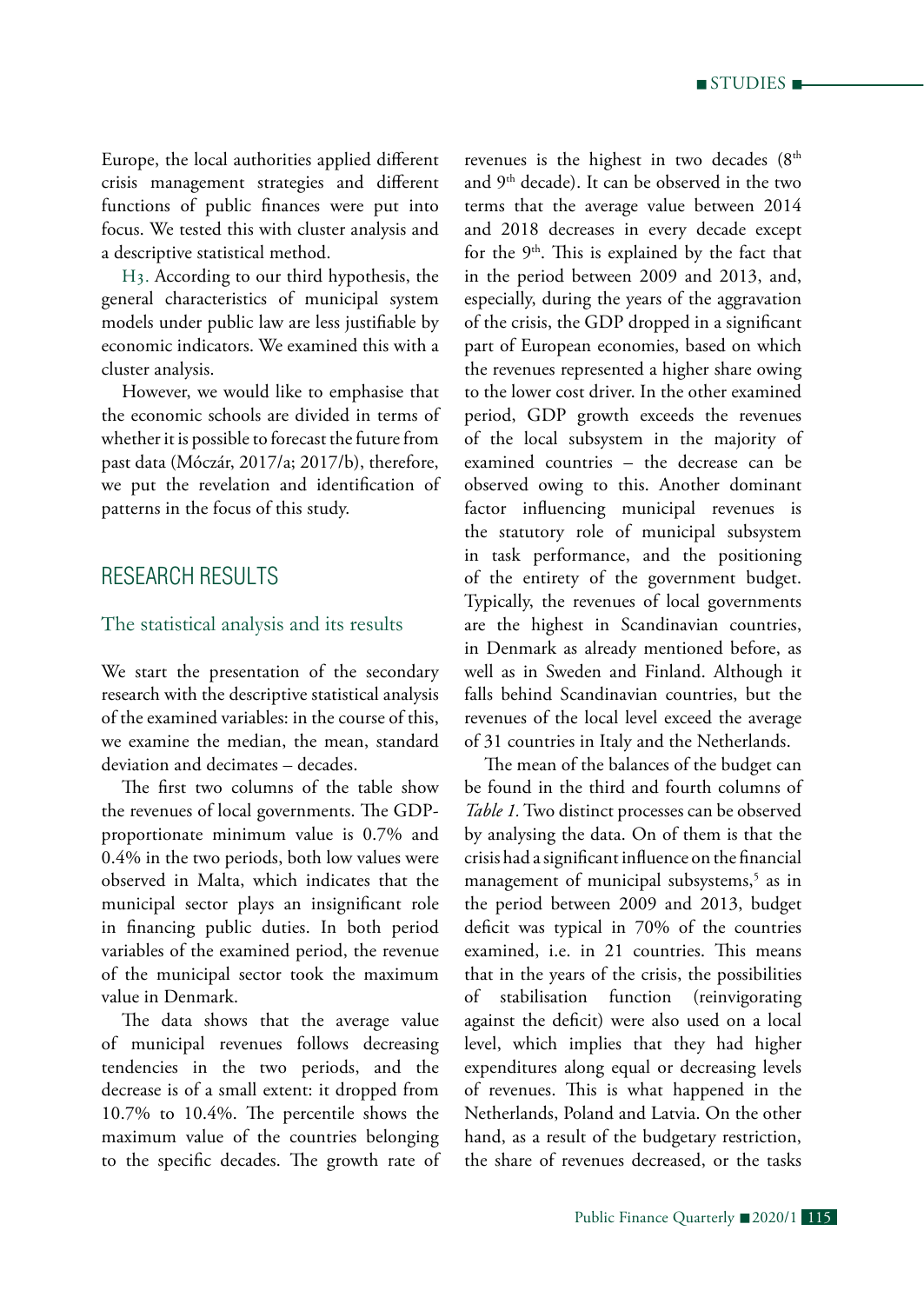Europe, the local authorities applied different crisis management strategies and different functions of public finances were put into focus. We tested this with cluster analysis and a descriptive statistical method.

H3. According to our third hypothesis, the general characteristics of municipal system models under public law are less justifiable by economic indicators. We examined this with a cluster analysis.

However, we would like to emphasise that the economic schools are divided in terms of whether it is possible to forecast the future from past data (Móczár, 2017/a; 2017/b), therefore, we put the revelation and identification of patterns in the focus of this study.

## RESEARCH RESULTS

### The statistical analysis and its results

We start the presentation of the secondary research with the descriptive statistical analysis of the examined variables: in the course of this, we examine the median, the mean, standard deviation and decimates – decades.

The first two columns of the table show the revenues of local governments. The GDP-proportionate minimum value is 0.7% and 0.4% in the two periods, both low values were observed in Malta, which indicates that the municipal sector plays an insignificant role in financing public duties. In both period variables of the examined period, the revenue of the municipal sector took the maximum value in Denmark.

The data shows that the average value of municipal revenues follows decreasing tendencies in the two periods, and the decrease is of a small extent: it dropped from 10.7% to 10.4%. The percentile shows the maximum value of the countries belonging to the specific decades. The growth rate of revenues is the highest in two decades (8th and 9th decade). It can be observed in the two terms that the average value between 2014 and 2018 decreases in every decade except for the 9th. This is explained by the fact that in the period between 2009 and 2013, and, especially, during the years of the aggravation of the crisis, the GDP dropped in a significant part of European economies, based on which the revenues represented a higher share owing to the lower cost driver. In the other examined period, GDP growth exceeds the revenues of the local subsystem in the majority of examined countries – the decrease can be observed owing to this. Another dominant factor influencing municipal revenues is the statutory role of municipal subsystem in task performance, and the positioning of the entirety of the government budget. Typically, the revenues of local governments are the highest in Scandinavian countries, in Denmark as already mentioned before, as well as in Sweden and Finland. Although it falls behind Scandinavian countries, but the revenues of the local level exceed the average of 31 countries in Italy and the Netherlands.

The mean of the balances of the budget can be found in the third and fourth columns of *Table 1.* Two distinct processes can be observed by analysing the data. On of them is that the crisis had a significant influence on the financial management of municipal subsystems,[5] as in the period between 2009 and 2013, budget deficit was typical in 70% of the countries examined, i.e. in 21 countries. This means that in the years of the crisis, the possibilities of stabilisation function (reinvigorating against the deficit) were also used on a local level, which implies that they had higher expenditures along equal or decreasing levels of revenues. This is what happened in the Netherlands, Poland and Latvia. On the other hand, as a result of the budgetary restriction, the share of revenues decreased, or the tasks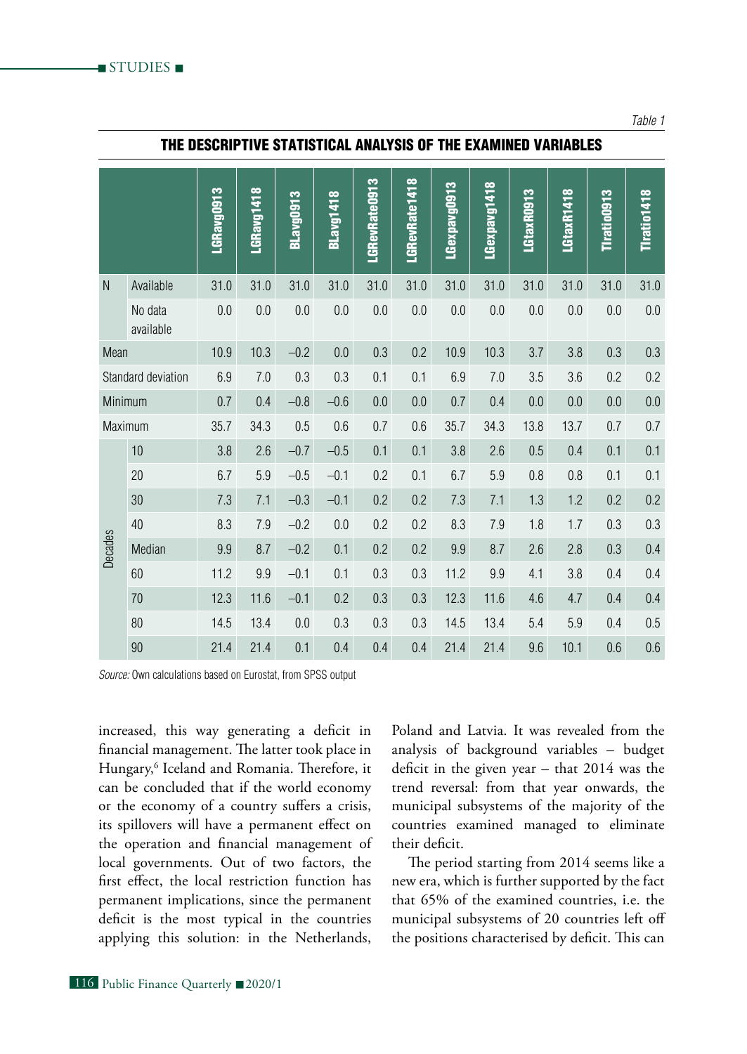*Table 1*

**THE DESCRIPTIVE STATISTICAL ANALYSIS OF THE EXAMINED VARIABLES**

| | | LGRavg0913 | LGRavg1418 | BLavg0913 | BLavg1418 | LGRevRate0913 | LGRevRate1418 | LGexpavg0913 | LGexpavg1418 | LGtaxR0913 | LGtaxR1418 | TIratio0913 | TIratio1418 |
|---|---|---|---|---|---|---|---|---|---|---|---|---|---|
| N | Available | 31.0 | 31.0 | 31.0 | 31.0 | 31.0 | 31.0 | 31.0 | 31.0 | 31.0 | 31.0 | 31.0 | 31.0 |
| | No data available | 0.0 | 0.0 | 0.0 | 0.0 | 0.0 | 0.0 | 0.0 | 0.0 | 0.0 | 0.0 | 0.0 | 0.0 |
| Mean | | 10.9 | 10.3 | –0.2 | 0.0 | 0.3 | 0.2 | 10.9 | 10.3 | 3.7 | 3.8 | 0.3 | 0.3 |
| Standard deviation | | 6.9 | 7.0 | 0.3 | 0.3 | 0.1 | 0.1 | 6.9 | 7.0 | 3.5 | 3.6 | 0.2 | 0.2 |
| Minimum | | 0.7 | 0.4 | –0.8 | –0.6 | 0.0 | 0.0 | 0.7 | 0.4 | 0.0 | 0.0 | 0.0 | 0.0 |
| Maximum | | 35.7 | 34.3 | 0.5 | 0.6 | 0.7 | 0.6 | 35.7 | 34.3 | 13.8 | 13.7 | 0.7 | 0.7 |
| Decades | 10 | 3.8 | 2.6 | –0.7 | –0.5 | 0.1 | 0.1 | 3.8 | 2.6 | 0.5 | 0.4 | 0.1 | 0.1 |
| | 20 | 6.7 | 5.9 | –0.5 | –0.1 | 0.2 | 0.1 | 6.7 | 5.9 | 0.8 | 0.8 | 0.1 | 0.1 |
| | 30 | 7.3 | 7.1 | –0.3 | –0.1 | 0.2 | 0.2 | 7.3 | 7.1 | 1.3 | 1.2 | 0.2 | 0.2 |
| | 40 | 8.3 | 7.9 | –0.2 | 0.0 | 0.2 | 0.2 | 8.3 | 7.9 | 1.8 | 1.7 | 0.3 | 0.3 |
| | Median | 9.9 | 8.7 | –0.2 | 0.1 | 0.2 | 0.2 | 9.9 | 8.7 | 2.6 | 2.8 | 0.3 | 0.4 |
| | 60 | 11.2 | 9.9 | –0.1 | 0.1 | 0.3 | 0.3 | 11.2 | 9.9 | 4.1 | 3.8 | 0.4 | 0.4 |
| | 70 | 12.3 | 11.6 | –0.1 | 0.2 | 0.3 | 0.3 | 12.3 | 11.6 | 4.6 | 4.7 | 0.4 | 0.4 |
| | 80 | 14.5 | 13.4 | 0.0 | 0.3 | 0.3 | 0.3 | 14.5 | 13.4 | 5.4 | 5.9 | 0.4 | 0.5 |
| | 90 | 21.4 | 21.4 | 0.1 | 0.4 | 0.4 | 0.4 | 21.4 | 21.4 | 9.6 | 10.1 | 0.6 | 0.6 |

*Source:* Own calculations based on Eurostat, from SPSS output

increased, this way generating a deficit in financial management. The latter took place in Hungary,[6] Iceland and Romania. Therefore, it can be concluded that if the world economy or the economy of a country suffers a crisis, its spillovers will have a permanent effect on the operation and financial management of local governments. Out of two factors, the first effect, the local restriction function has permanent implications, since the permanent deficit is the most typical in the countries applying this solution: in the Netherlands, Poland and Latvia. It was revealed from the analysis of background variables – budget deficit in the given year – that 2014 was the trend reversal: from that year onwards, the municipal subsystems of the majority of the countries examined managed to eliminate their deficit.

The period starting from 2014 seems like a new era, which is further supported by the fact that 65% of the examined countries, i.e. the municipal subsystems of 20 countries left off the positions characterised by deficit. This can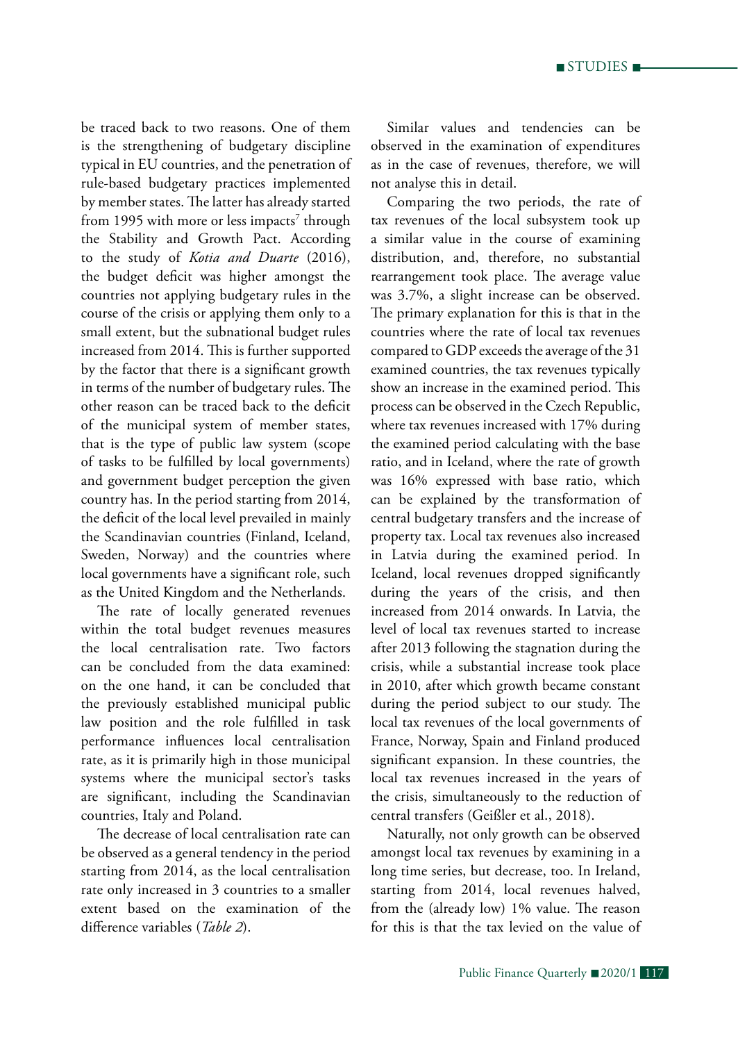be traced back to two reasons. One of them is the strengthening of budgetary discipline typical in EU countries, and the penetration of rule-based budgetary practices implemented by member states. The latter has already started from 1995 with more or less impacts[7] through the Stability and Growth Pact. According to the study of *Kotia and Duarte* (2016), the budget deficit was higher amongst the countries not applying budgetary rules in the course of the crisis or applying them only to a small extent, but the subnational budget rules increased from 2014. This is further supported by the factor that there is a significant growth in terms of the number of budgetary rules. The other reason can be traced back to the deficit of the municipal system of member states, that is the type of public law system (scope of tasks to be fulfilled by local governments) and government budget perception the given country has. In the period starting from 2014, the deficit of the local level prevailed in mainly the Scandinavian countries (Finland, Iceland, Sweden, Norway) and the countries where local governments have a significant role, such as the United Kingdom and the Netherlands.

The rate of locally generated revenues within the total budget revenues measures the local centralisation rate. Two factors can be concluded from the data examined: on the one hand, it can be concluded that the previously established municipal public law position and the role fulfilled in task performance influences local centralisation rate, as it is primarily high in those municipal systems where the municipal sector's tasks are significant, including the Scandinavian countries, Italy and Poland.

The decrease of local centralisation rate can be observed as a general tendency in the period starting from 2014, as the local centralisation rate only increased in 3 countries to a smaller extent based on the examination of the difference variables (*Table 2*).

Similar values and tendencies can be observed in the examination of expenditures as in the case of revenues, therefore, we will not analyse this in detail.

Comparing the two periods, the rate of tax revenues of the local subsystem took up a similar value in the course of examining distribution, and, therefore, no substantial rearrangement took place. The average value was 3.7%, a slight increase can be observed. The primary explanation for this is that in the countries where the rate of local tax revenues compared to GDP exceeds the average of the 31 examined countries, the tax revenues typically show an increase in the examined period. This process can be observed in the Czech Republic, where tax revenues increased with 17% during the examined period calculating with the base ratio, and in Iceland, where the rate of growth was 16% expressed with base ratio, which can be explained by the transformation of central budgetary transfers and the increase of property tax. Local tax revenues also increased in Latvia during the examined period. In Iceland, local revenues dropped significantly during the years of the crisis, and then increased from 2014 onwards. In Latvia, the level of local tax revenues started to increase after 2013 following the stagnation during the crisis, while a substantial increase took place in 2010, after which growth became constant during the period subject to our study. The local tax revenues of the local governments of France, Norway, Spain and Finland produced significant expansion. In these countries, the local tax revenues increased in the years of the crisis, simultaneously to the reduction of central transfers (Geißler et al., 2018).

Naturally, not only growth can be observed amongst local tax revenues by examining in a long time series, but decrease, too. In Ireland, starting from 2014, local revenues halved, from the (already low) 1% value. The reason for this is that the tax levied on the value of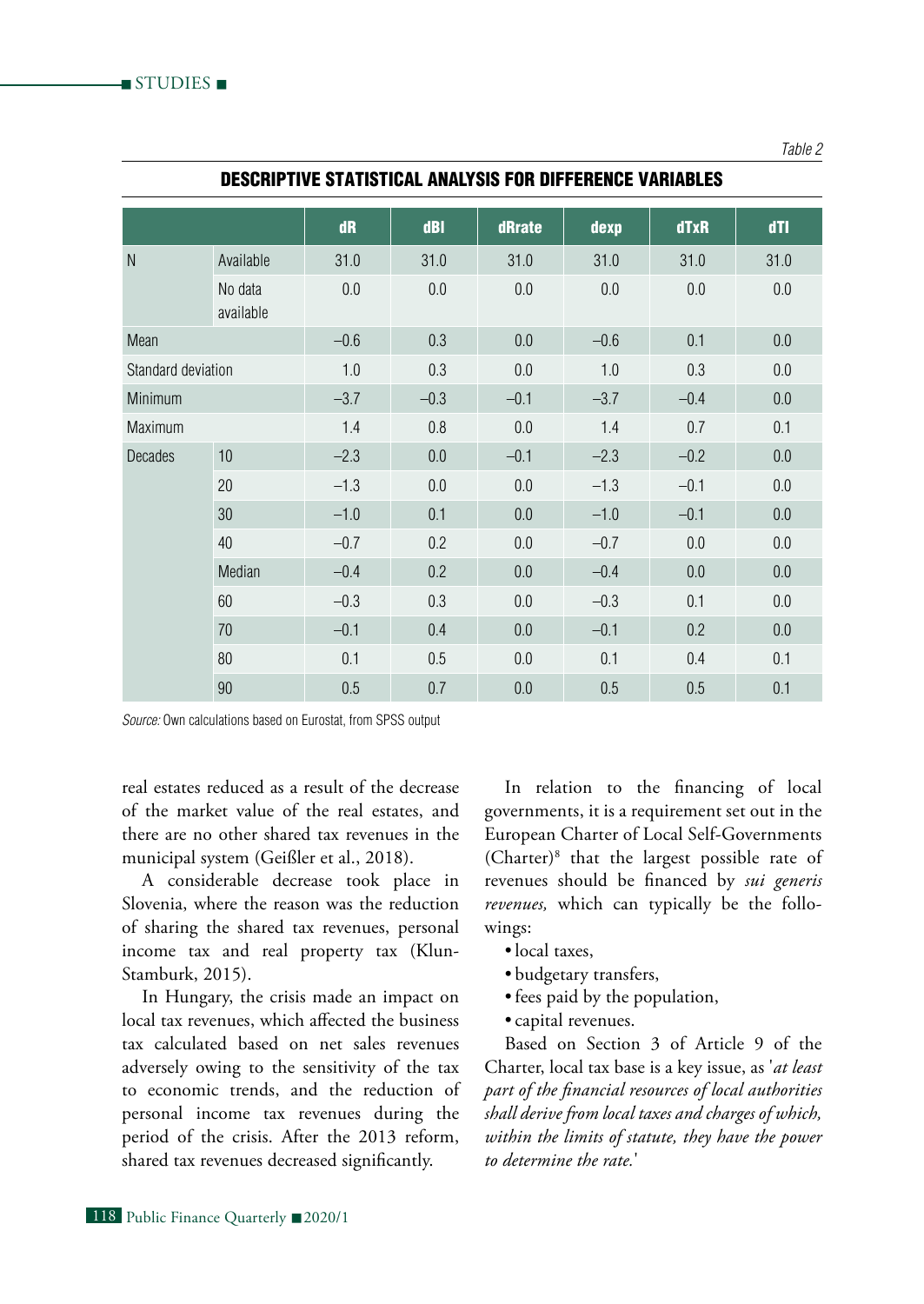*Table 2*

**DESCRIPTIVE STATISTICAL ANALYSIS FOR DIFFERENCE VARIABLES**

| | | dR | dBI | dRrate | dexp | dTxR | dTI |
|---|---|---|---|---|---|---|---|
| N | Available | 31.0 | 31.0 | 31.0 | 31.0 | 31.0 | 31.0 |
| | No data available | 0.0 | 0.0 | 0.0 | 0.0 | 0.0 | 0.0 |
| Mean | | –0.6 | 0.3 | 0.0 | –0.6 | 0.1 | 0.0 |
| Standard deviation | | 1.0 | 0.3 | 0.0 | 1.0 | 0.3 | 0.0 |
| Minimum | | –3.7 | –0.3 | –0.1 | –3.7 | –0.4 | 0.0 |
| Maximum | | 1.4 | 0.8 | 0.0 | 1.4 | 0.7 | 0.1 |
| Decades | 10 | –2.3 | 0.0 | –0.1 | –2.3 | –0.2 | 0.0 |
| | 20 | –1.3 | 0.0 | 0.0 | –1.3 | –0.1 | 0.0 |
| | 30 | –1.0 | 0.1 | 0.0 | –1.0 | –0.1 | 0.0 |
| | 40 | –0.7 | 0.2 | 0.0 | –0.7 | 0.0 | 0.0 |
| | Median | –0.4 | 0.2 | 0.0 | –0.4 | 0.0 | 0.0 |
| | 60 | –0.3 | 0.3 | 0.0 | –0.3 | 0.1 | 0.0 |
| | 70 | –0.1 | 0.4 | 0.0 | –0.1 | 0.2 | 0.0 |
| | 80 | 0.1 | 0.5 | 0.0 | 0.1 | 0.4 | 0.1 |
| | 90 | 0.5 | 0.7 | 0.0 | 0.5 | 0.5 | 0.1 |

*Source:* Own calculations based on Eurostat, from SPSS output

real estates reduced as a result of the decrease of the market value of the real estates, and there are no other shared tax revenues in the municipal system (Geißler et al., 2018).

A considerable decrease took place in Slovenia, where the reason was the reduction of sharing the shared tax revenues, personal income tax and real property tax (Klun-Stamburk, 2015).

In Hungary, the crisis made an impact on local tax revenues, which affected the business tax calculated based on net sales revenues adversely owing to the sensitivity of the tax to economic trends, and the reduction of personal income tax revenues during the period of the crisis. After the 2013 reform, shared tax revenues decreased significantly.

In relation to the financing of local governments, it is a requirement set out in the European Charter of Local Self-Governments (Charter)[8] that the largest possible rate of revenues should be financed by *sui generis revenues,* which can typically be the followings:

- local taxes,
- budgetary transfers,
- fees paid by the population,
- capital revenues.

Based on Section 3 of Article 9 of the Charter, local tax base is a key issue, as '*at least part of the financial resources of local authorities shall derive from local taxes and charges of which, within the limits of statute, they have the power to determine the rate.*'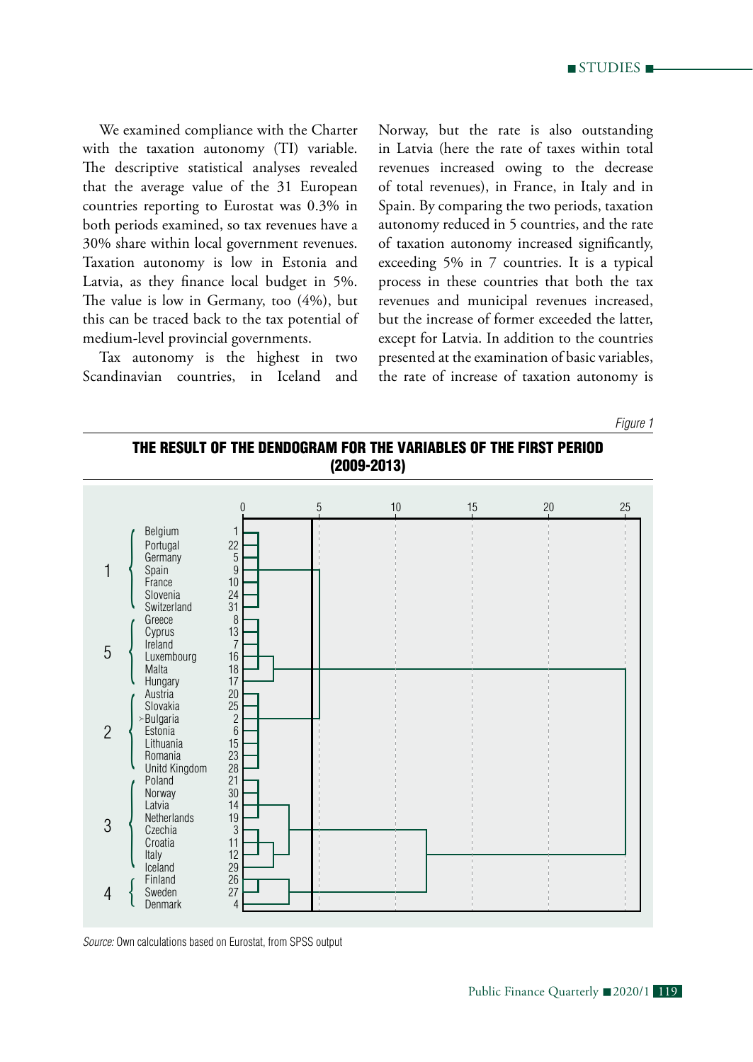We examined compliance with the Charter with the taxation autonomy (TI) variable. The descriptive statistical analyses revealed that the average value of the 31 European countries reporting to Eurostat was 0.3% in both periods examined, so tax revenues have a 30% share within local government revenues. Taxation autonomy is low in Estonia and Latvia, as they finance local budget in 5%. The value is low in Germany, too (4%), but this can be traced back to the tax potential of medium-level provincial governments.

Tax autonomy is the highest in two Scandinavian countries, in Iceland and Norway, but the rate is also outstanding in Latvia (here the rate of taxes within total revenues increased owing to the decrease of total revenues), in France, in Italy and in Spain. By comparing the two periods, taxation autonomy reduced in 5 countries, and the rate of taxation autonomy increased significantly, exceeding 5% in 7 countries. It is a typical process in these countries that both the tax revenues and municipal revenues increased, but the increase of former exceeded the latter, except for Latvia. In addition to the countries presented at the examination of basic variables, the rate of increase of taxation autonomy is

*Figure 1*

**THE RESULT OF THE DENDOGRAM FOR THE VARIABLES OF THE FIRST PERIOD (2009-2013)**

| Cluster | Country | No. |
|---|---|---|
| 1 | Belgium | 1 |
| | Portugal | 22 |
| | Germany | 5 |
| | Spain | 9 |
| | France | 10 |
| | Slovenia | 24 |
| | Switzerland | 31 |
| 5 | Greece | 8 |
| | Cyprus | 13 |
| | Ireland | 7 |
| | Luxembourg | 16 |
| | Malta | 18 |
| | Hungary | 17 |
| 2 | Austria | 20 |
| | Slovakia | 25 |
| | Bulgaria | 2 |
| | Estonia | 6 |
| | Lithuania | 15 |
| | Romania | 23 |
| | Unitd Kingdom | 28 |
| 3 | Poland | 21 |
| | Norway | 30 |
| | Latvia | 14 |
| | Netherlands | 19 |
| | Czechia | 3 |
| | Croatia | 11 |
| | Italy | 12 |
| | Iceland | 29 |
| 4 | Finland | 26 |
| | Sweden | 27 |
| | Denmark | 4 |

*Source:* Own calculations based on Eurostat, from SPSS output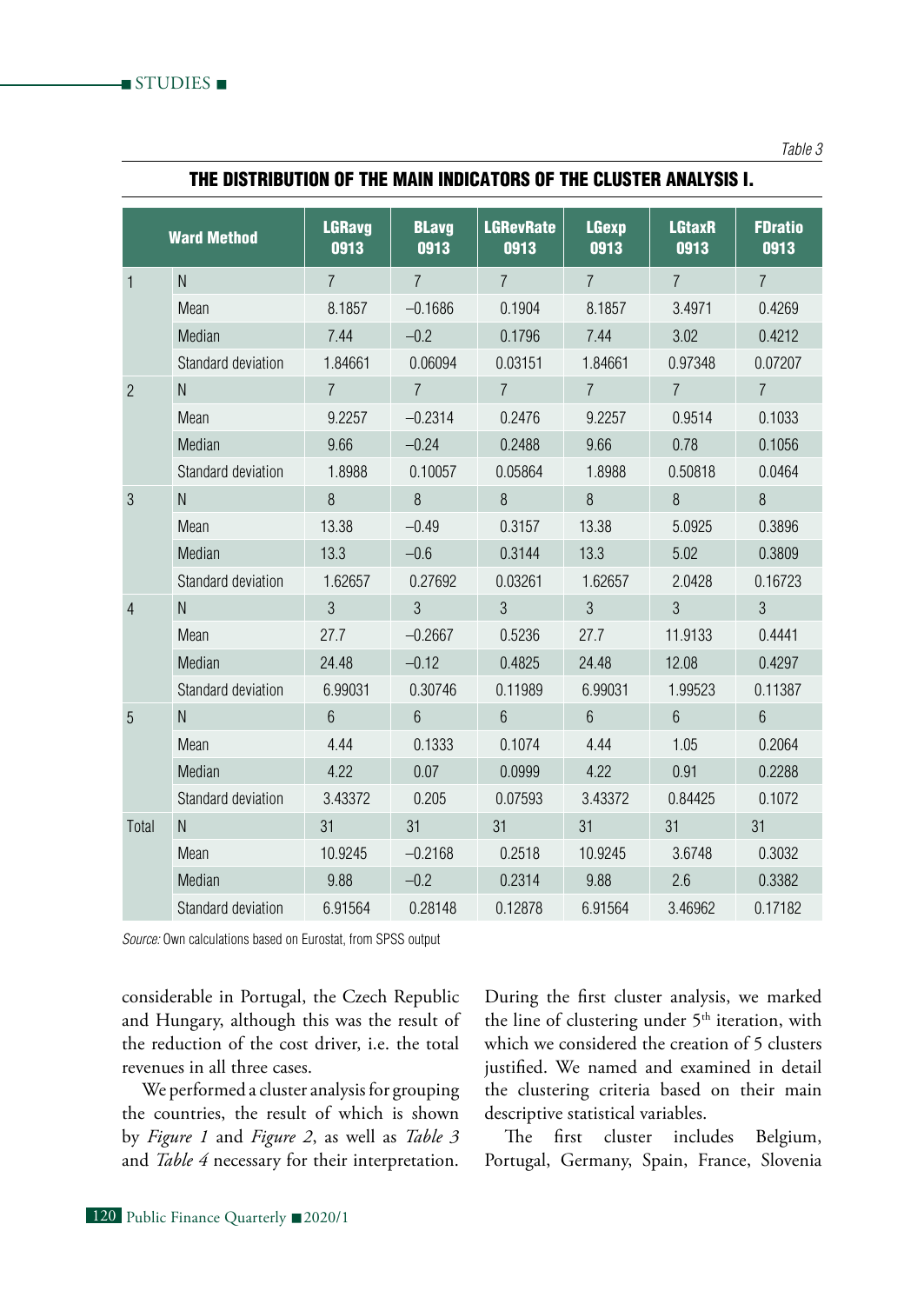*Table 3*

**THE DISTRIBUTION OF THE MAIN INDICATORS OF THE CLUSTER ANALYSIS I.**

| Ward Method | | LGRavg 0913 | BLavg 0913 | LGRevRate 0913 | LGexp 0913 | LGtaxR 0913 | FDratio 0913 |
|---|---|---|---|---|---|---|---|
| 1 | N | 7 | 7 | 7 | 7 | 7 | 7 |
| | Mean | 8.1857 | –0.1686 | 0.1904 | 8.1857 | 3.4971 | 0.4269 |
| | Median | 7.44 | –0.2 | 0.1796 | 7.44 | 3.02 | 0.4212 |
| | Standard deviation | 1.84661 | 0.06094 | 0.03151 | 1.84661 | 0.97348 | 0.07207 |
| 2 | N | 7 | 7 | 7 | 7 | 7 | 7 |
| | Mean | 9.2257 | –0.2314 | 0.2476 | 9.2257 | 0.9514 | 0.1033 |
| | Median | 9.66 | –0.24 | 0.2488 | 9.66 | 0.78 | 0.1056 |
| | Standard deviation | 1.8988 | 0.10057 | 0.05864 | 1.8988 | 0.50818 | 0.0464 |
| 3 | N | 8 | 8 | 8 | 8 | 8 | 8 |
| | Mean | 13.38 | –0.49 | 0.3157 | 13.38 | 5.0925 | 0.3896 |
| | Median | 13.3 | –0.6 | 0.3144 | 13.3 | 5.02 | 0.3809 |
| | Standard deviation | 1.62657 | 0.27692 | 0.03261 | 1.62657 | 2.0428 | 0.16723 |
| 4 | N | 3 | 3 | 3 | 3 | 3 | 3 |
| | Mean | 27.7 | –0.2667 | 0.5236 | 27.7 | 11.9133 | 0.4441 |
| | Median | 24.48 | –0.12 | 0.4825 | 24.48 | 12.08 | 0.4297 |
| | Standard deviation | 6.99031 | 0.30746 | 0.11989 | 6.99031 | 1.99523 | 0.11387 |
| 5 | N | 6 | 6 | 6 | 6 | 6 | 6 |
| | Mean | 4.44 | 0.1333 | 0.1074 | 4.44 | 1.05 | 0.2064 |
| | Median | 4.22 | 0.07 | 0.0999 | 4.22 | 0.91 | 0.2288 |
| | Standard deviation | 3.43372 | 0.205 | 0.07593 | 3.43372 | 0.84425 | 0.1072 |
| Total | N | 31 | 31 | 31 | 31 | 31 | 31 |
| | Mean | 10.9245 | –0.2168 | 0.2518 | 10.9245 | 3.6748 | 0.3032 |
| | Median | 9.88 | –0.2 | 0.2314 | 9.88 | 2.6 | 0.3382 |
| | Standard deviation | 6.91564 | 0.28148 | 0.12878 | 6.91564 | 3.46962 | 0.17182 |

*Source:* Own calculations based on Eurostat, from SPSS output

considerable in Portugal, the Czech Republic and Hungary, although this was the result of the reduction of the cost driver, i.e. the total revenues in all three cases.

We performed a cluster analysis for grouping the countries, the result of which is shown by *Figure 1* and *Figure 2*, as well as *Table 3* and *Table 4* necessary for their interpretation.

During the first cluster analysis, we marked the line of clustering under 5th iteration, with which we considered the creation of 5 clusters justified. We named and examined in detail the clustering criteria based on their main descriptive statistical variables.

The first cluster includes Belgium, Portugal, Germany, Spain, France, Slovenia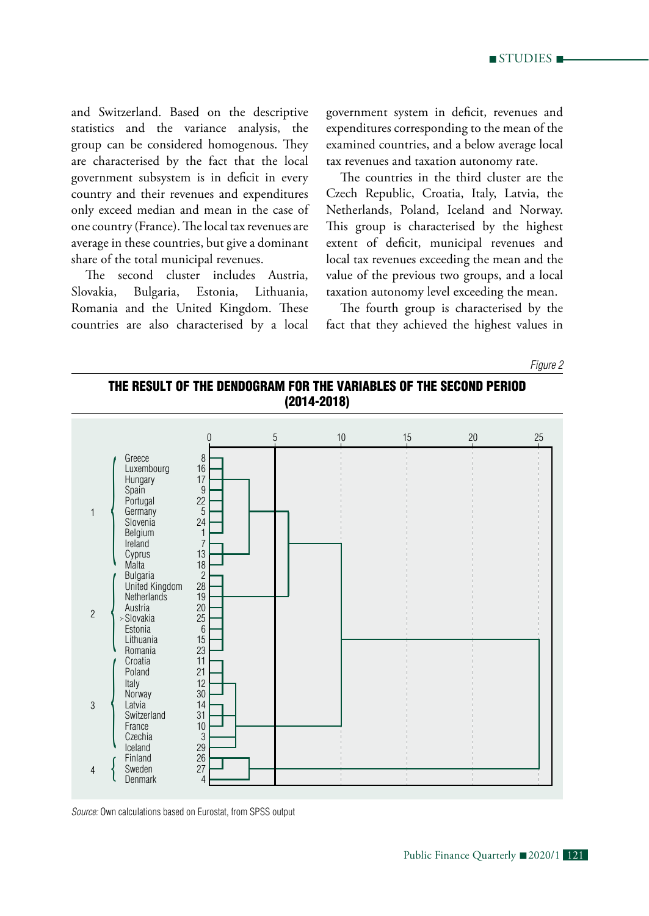and Switzerland. Based on the descriptive statistics and the variance analysis, the group can be considered homogenous. They are characterised by the fact that the local government subsystem is in deficit in every country and their revenues and expenditures only exceed median and mean in the case of one country (France). The local tax revenues are average in these countries, but give a dominant share of the total municipal revenues.

The second cluster includes Austria, Slovakia, Bulgaria, Estonia, Lithuania, Romania and the United Kingdom. These countries are also characterised by a local government system in deficit, revenues and expenditures corresponding to the mean of the examined countries, and a below average local tax revenues and taxation autonomy rate.

The countries in the third cluster are the Czech Republic, Croatia, Italy, Latvia, the Netherlands, Poland, Iceland and Norway. This group is characterised by the highest extent of deficit, municipal revenues and local tax revenues exceeding the mean and the value of the previous two groups, and a local taxation autonomy level exceeding the mean.

The fourth group is characterised by the fact that they achieved the highest values in

*Figure 2*

**THE RESULT OF THE DENDOGRAM FOR THE VARIABLES OF THE SECOND PERIOD (2014-2018)**

| Cluster | Country | No. |
|---|---|---|
| 1 | Greece | 8 |
| 1 | Luxembourg | 16 |
| 1 | Hungary | 17 |
| 1 | Spain | 9 |
| 1 | Portugal | 22 |
| 1 | Germany | 5 |
| 1 | Slovenia | 24 |
| 1 | Belgium | 1 |
| 1 | Ireland | 7 |
| 1 | Cyprus | 13 |
| 1 | Malta | 18 |
| 2 | Bulgaria | 2 |
| 2 | United Kingdom | 28 |
| 2 | Netherlands | 19 |
| 2 | Austria | 20 |
| 2 | Slovakia | 25 |
| 2 | Estonia | 6 |
| 2 | Lithuania | 15 |
| 2 | Romania | 23 |
| 3 | Croatia | 11 |
| 3 | Poland | 21 |
| 3 | Italy | 12 |
| 3 | Norway | 30 |
| 3 | Latvia | 14 |
| 3 | Switzerland | 31 |
| 3 | France | 10 |
| 3 | Czechia | 3 |
| 3 | Iceland | 29 |
| 4 | Finland | 26 |
| 4 | Sweden | 27 |
| 4 | Denmark | 4 |

*Source:* Own calculations based on Eurostat, from SPSS output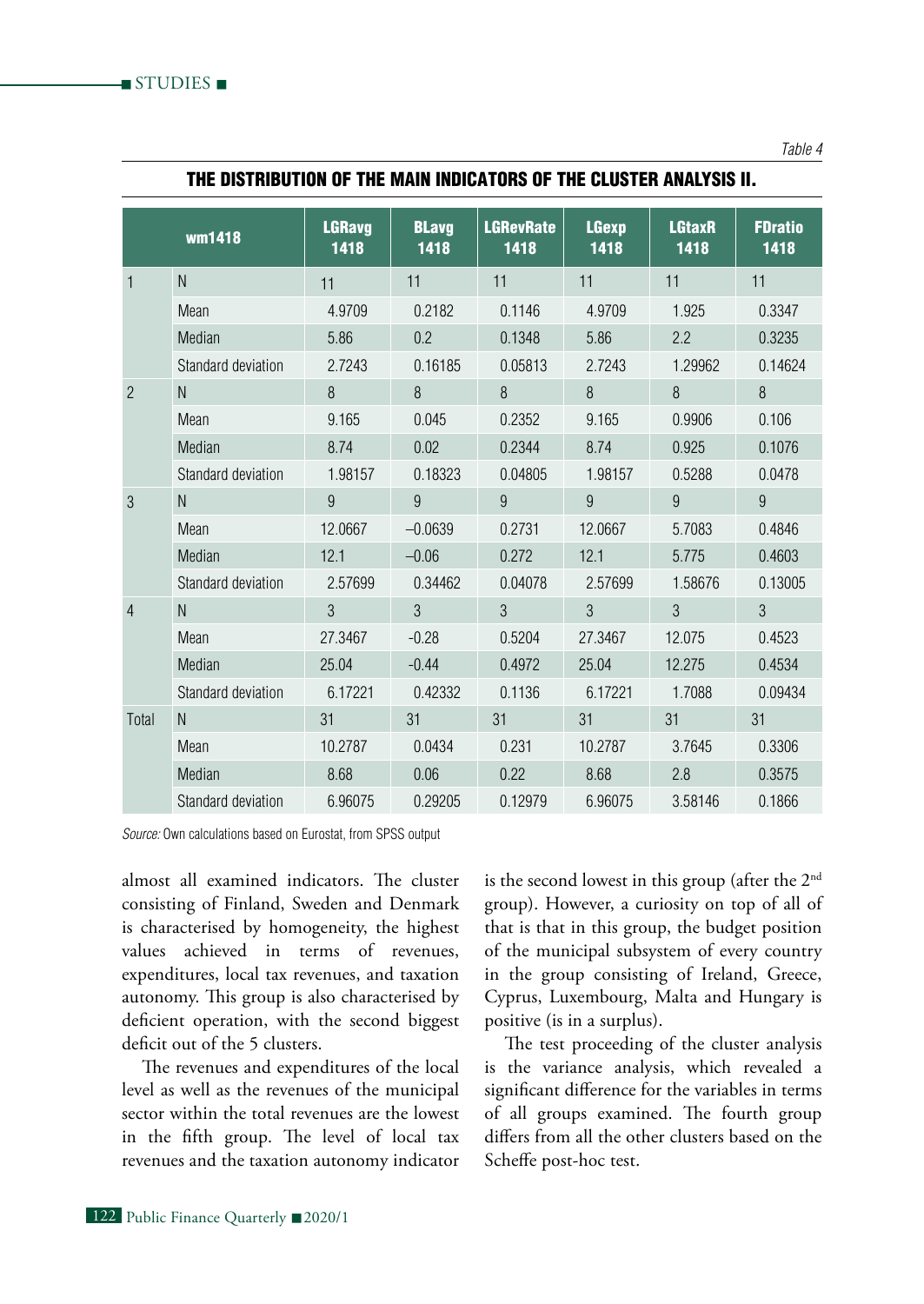*Table 4*

**THE DISTRIBUTION OF THE MAIN INDICATORS OF THE CLUSTER ANALYSIS II.**

| wm1418 | | LGRavg 1418 | BLavg 1418 | LGRevRate 1418 | LGexp 1418 | LGtaxR 1418 | FDratio 1418 |
|---|---|---|---|---|---|---|---|
| 1 | N | 11 | 11 | 11 | 11 | 11 | 11 |
| | Mean | 4.9709 | 0.2182 | 0.1146 | 4.9709 | 1.925 | 0.3347 |
| | Median | 5.86 | 0.2 | 0.1348 | 5.86 | 2.2 | 0.3235 |
| | Standard deviation | 2.7243 | 0.16185 | 0.05813 | 2.7243 | 1.29962 | 0.14624 |
| 2 | N | 8 | 8 | 8 | 8 | 8 | 8 |
| | Mean | 9.165 | 0.045 | 0.2352 | 9.165 | 0.9906 | 0.106 |
| | Median | 8.74 | 0.02 | 0.2344 | 8.74 | 0.925 | 0.1076 |
| | Standard deviation | 1.98157 | 0.18323 | 0.04805 | 1.98157 | 0.5288 | 0.0478 |
| 3 | N | 9 | 9 | 9 | 9 | 9 | 9 |
| | Mean | 12.0667 | –0.0639 | 0.2731 | 12.0667 | 5.7083 | 0.4846 |
| | Median | 12.1 | –0.06 | 0.272 | 12.1 | 5.775 | 0.4603 |
| | Standard deviation | 2.57699 | 0.34462 | 0.04078 | 2.57699 | 1.58676 | 0.13005 |
| 4 | N | 3 | 3 | 3 | 3 | 3 | 3 |
| | Mean | 27.3467 | –0.28 | 0.5204 | 27.3467 | 12.075 | 0.4523 |
| | Median | 25.04 | –0.44 | 0.4972 | 25.04 | 12.275 | 0.4534 |
| | Standard deviation | 6.17221 | 0.42332 | 0.1136 | 6.17221 | 1.7088 | 0.09434 |
| Total | N | 31 | 31 | 31 | 31 | 31 | 31 |
| | Mean | 10.2787 | 0.0434 | 0.231 | 10.2787 | 3.7645 | 0.3306 |
| | Median | 8.68 | 0.06 | 0.22 | 8.68 | 2.8 | 0.3575 |
| | Standard deviation | 6.96075 | 0.29205 | 0.12979 | 6.96075 | 3.58146 | 0.1866 |

*Source:* Own calculations based on Eurostat, from SPSS output

almost all examined indicators. The cluster consisting of Finland, Sweden and Denmark is characterised by homogeneity, the highest values achieved in terms of revenues, expenditures, local tax revenues, and taxation autonomy. This group is also characterised by deficient operation, with the second biggest deficit out of the 5 clusters.

The revenues and expenditures of the local level as well as the revenues of the municipal sector within the total revenues are the lowest in the fifth group. The level of local tax revenues and the taxation autonomy indicator is the second lowest in this group (after the 2nd group). However, a curiosity on top of all of that is that in this group, the budget position of the municipal subsystem of every country in the group consisting of Ireland, Greece, Cyprus, Luxembourg, Malta and Hungary is positive (is in a surplus).

The test proceeding of the cluster analysis is the variance analysis, which revealed a significant difference for the variables in terms of all groups examined. The fourth group differs from all the other clusters based on the Scheffe post-hoc test.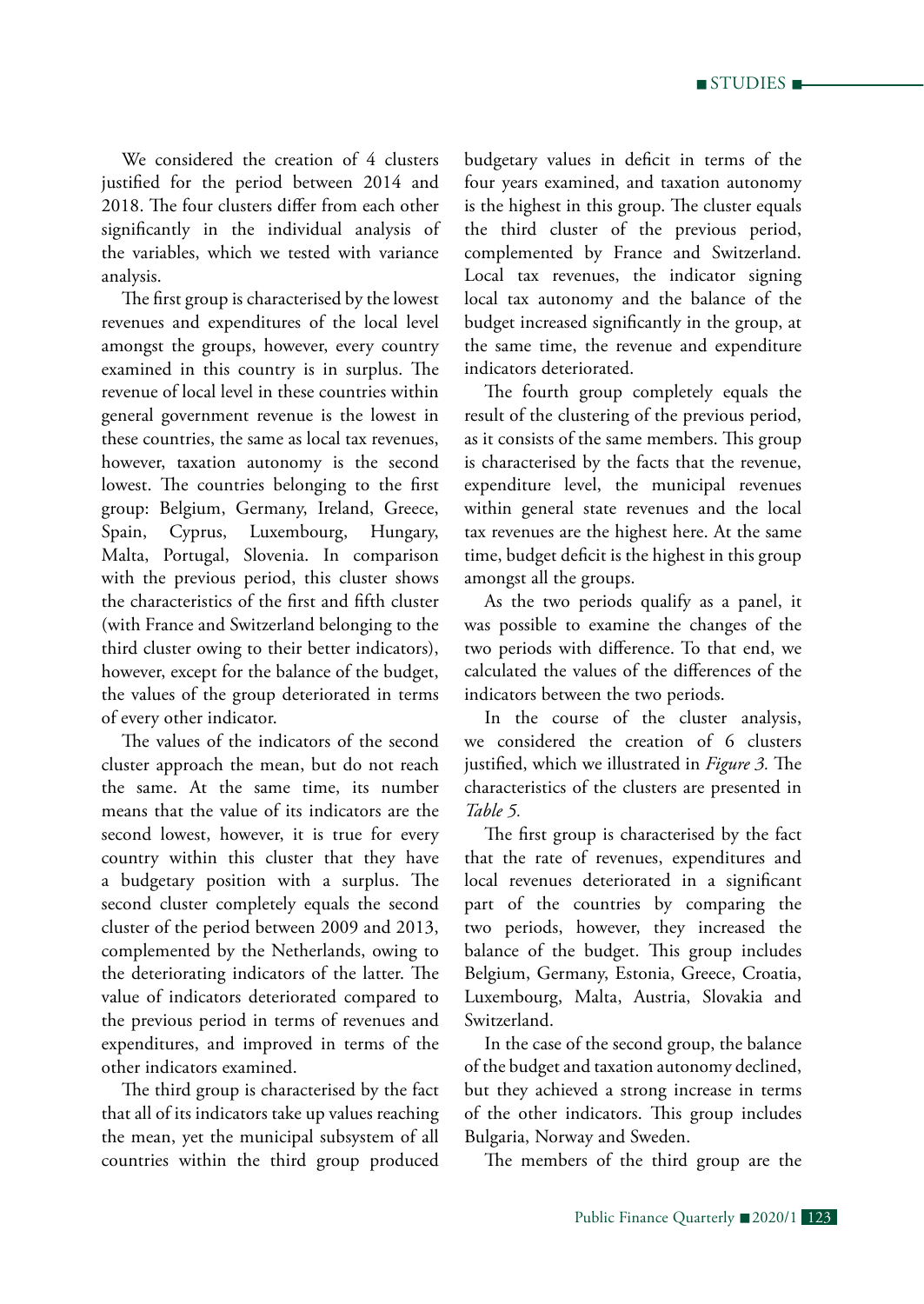We considered the creation of 4 clusters justified for the period between 2014 and 2018. The four clusters differ from each other significantly in the individual analysis of the variables, which we tested with variance analysis.

The first group is characterised by the lowest revenues and expenditures of the local level amongst the groups, however, every country examined in this country is in surplus. The revenue of local level in these countries within general government revenue is the lowest in these countries, the same as local tax revenues, however, taxation autonomy is the second lowest. The countries belonging to the first group: Belgium, Germany, Ireland, Greece, Spain, Cyprus, Luxembourg, Hungary, Malta, Portugal, Slovenia. In comparison with the previous period, this cluster shows the characteristics of the first and fifth cluster (with France and Switzerland belonging to the third cluster owing to their better indicators), however, except for the balance of the budget, the values of the group deteriorated in terms of every other indicator.

The values of the indicators of the second cluster approach the mean, but do not reach the same. At the same time, its number means that the value of its indicators are the second lowest, however, it is true for every country within this cluster that they have a budgetary position with a surplus. The second cluster completely equals the second cluster of the period between 2009 and 2013, complemented by the Netherlands, owing to the deteriorating indicators of the latter. The value of indicators deteriorated compared to the previous period in terms of revenues and expenditures, and improved in terms of the other indicators examined.

The third group is characterised by the fact that all of its indicators take up values reaching the mean, yet the municipal subsystem of all countries within the third group produced budgetary values in deficit in terms of the four years examined, and taxation autonomy is the highest in this group. The cluster equals the third cluster of the previous period, complemented by France and Switzerland. Local tax revenues, the indicator signing local tax autonomy and the balance of the budget increased significantly in the group, at the same time, the revenue and expenditure indicators deteriorated.

The fourth group completely equals the result of the clustering of the previous period, as it consists of the same members. This group is characterised by the facts that the revenue, expenditure level, the municipal revenues within general state revenues and the local tax revenues are the highest here. At the same time, budget deficit is the highest in this group amongst all the groups.

As the two periods qualify as a panel, it was possible to examine the changes of the two periods with difference. To that end, we calculated the values of the differences of the indicators between the two periods.

In the course of the cluster analysis, we considered the creation of 6 clusters justified, which we illustrated in *Figure 3*. The characteristics of the clusters are presented in *Table 5*.

The first group is characterised by the fact that the rate of revenues, expenditures and local revenues deteriorated in a significant part of the countries by comparing the two periods, however, they increased the balance of the budget. This group includes Belgium, Germany, Estonia, Greece, Croatia, Luxembourg, Malta, Austria, Slovakia and Switzerland.

In the case of the second group, the balance of the budget and taxation autonomy declined, but they achieved a strong increase in terms of the other indicators. This group includes Bulgaria, Norway and Sweden.

The members of the third group are the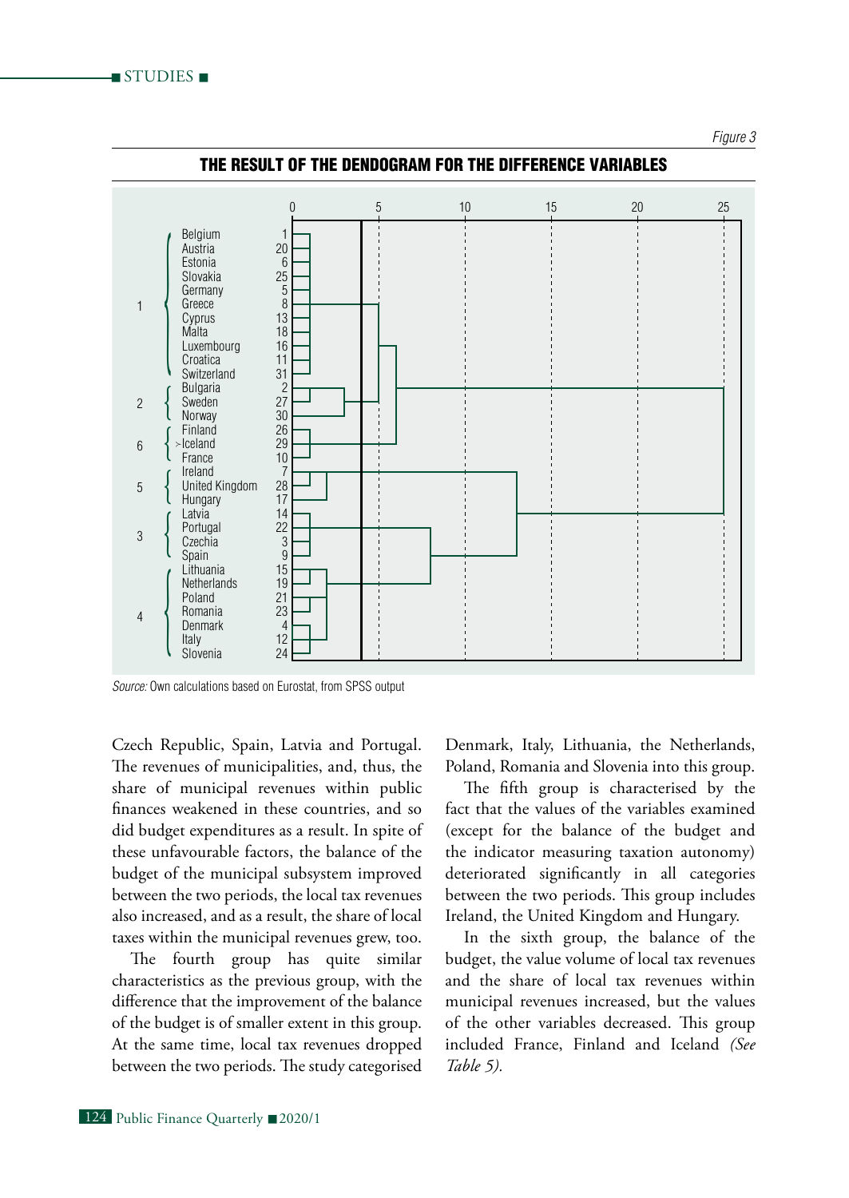*Figure 3*

**THE RESULT OF THE DENDOGRAM FOR THE DIFFERENCE VARIABLES**

| Group | Country | No. |
|---|---|---|
| 1 | Belgium | 1 |
| | Austria | 20 |
| | Estonia | 6 |
| | Slovakia | 25 |
| | Germany | 5 |
| | Greece | 8 |
| | Cyprus | 13 |
| | Malta | 18 |
| | Luxembourg | 16 |
| | Croatica | 11 |
| | Switzerland | 31 |
| 2 | Bulgaria | 2 |
| | Sweden | 27 |
| | Norway | 30 |
| 6 | Finland | 26 |
| | Iceland | 29 |
| | France | 10 |
| 5 | Ireland | 7 |
| | United Kingdom | 28 |
| | Hungary | 17 |
| 3 | Latvia | 14 |
| | Portugal | 22 |
| | Czechia | 3 |
| | Spain | 9 |
| 4 | Lithuania | 15 |
| | Netherlands | 19 |
| | Poland | 21 |
| | Romania | 23 |
| | Denmark | 4 |
| | Italy | 12 |
| | Slovenia | 24 |

*Source:* Own calculations based on Eurostat, from SPSS output

Czech Republic, Spain, Latvia and Portugal. The revenues of municipalities, and, thus, the share of municipal revenues within public finances weakened in these countries, and so did budget expenditures as a result. In spite of these unfavourable factors, the balance of the budget of the municipal subsystem improved between the two periods, the local tax revenues also increased, and as a result, the share of local taxes within the municipal revenues grew, too.

The fourth group has quite similar characteristics as the previous group, with the difference that the improvement of the balance of the budget is of smaller extent in this group. At the same time, local tax revenues dropped between the two periods. The study categorised Denmark, Italy, Lithuania, the Netherlands, Poland, Romania and Slovenia into this group.

The fifth group is characterised by the fact that the values of the variables examined (except for the balance of the budget and the indicator measuring taxation autonomy) deteriorated significantly in all categories between the two periods. This group includes Ireland, the United Kingdom and Hungary.

In the sixth group, the balance of the budget, the value volume of local tax revenues and the share of local tax revenues within municipal revenues increased, but the values of the other variables decreased. This group included France, Finland and Iceland *(See Table 5).*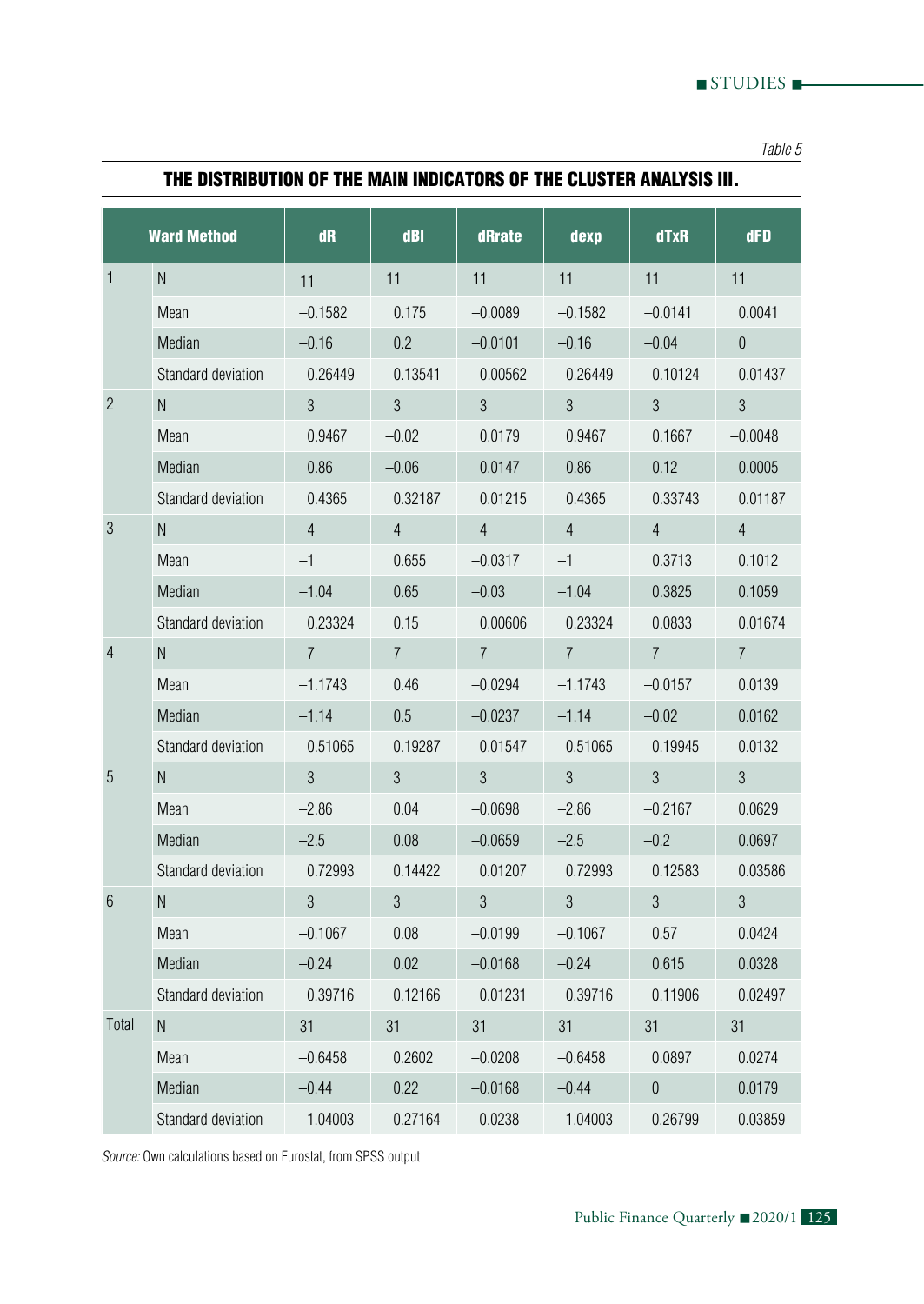*Table 5*

## THE DISTRIBUTION OF THE MAIN INDICATORS OF THE CLUSTER ANALYSIS III.

| Ward Method | | dR | dBI | dRrate | dexp | dTxR | dFD |
|---|---|---|---|---|---|---|---|
| 1 | N | 11 | 11 | 11 | 11 | 11 | 11 |
| | Mean | –0.1582 | 0.175 | –0.0089 | –0.1582 | –0.0141 | 0.0041 |
| | Median | –0.16 | 0.2 | –0.0101 | –0.16 | –0.04 | 0 |
| | Standard deviation | 0.26449 | 0.13541 | 0.00562 | 0.26449 | 0.10124 | 0.01437 |
| 2 | N | 3 | 3 | 3 | 3 | 3 | 3 |
| | Mean | 0.9467 | –0.02 | 0.0179 | 0.9467 | 0.1667 | –0.0048 |
| | Median | 0.86 | –0.06 | 0.0147 | 0.86 | 0.12 | 0.0005 |
| | Standard deviation | 0.4365 | 0.32187 | 0.01215 | 0.4365 | 0.33743 | 0.01187 |
| 3 | N | 4 | 4 | 4 | 4 | 4 | 4 |
| | Mean | –1 | 0.655 | –0.0317 | –1 | 0.3713 | 0.1012 |
| | Median | –1.04 | 0.65 | –0.03 | –1.04 | 0.3825 | 0.1059 |
| | Standard deviation | 0.23324 | 0.15 | 0.00606 | 0.23324 | 0.0833 | 0.01674 |
| 4 | N | 7 | 7 | 7 | 7 | 7 | 7 |
| | Mean | –1.1743 | 0.46 | –0.0294 | –1.1743 | –0.0157 | 0.0139 |
| | Median | –1.14 | 0.5 | –0.0237 | –1.14 | –0.02 | 0.0162 |
| | Standard deviation | 0.51065 | 0.19287 | 0.01547 | 0.51065 | 0.19945 | 0.0132 |
| 5 | N | 3 | 3 | 3 | 3 | 3 | 3 |
| | Mean | –2.86 | 0.04 | –0.0698 | –2.86 | –0.2167 | 0.0629 |
| | Median | –2.5 | 0.08 | –0.0659 | –2.5 | –0.2 | 0.0697 |
| | Standard deviation | 0.72993 | 0.14422 | 0.01207 | 0.72993 | 0.12583 | 0.03586 |
| 6 | N | 3 | 3 | 3 | 3 | 3 | 3 |
| | Mean | –0.1067 | 0.08 | –0.0199 | –0.1067 | 0.57 | 0.0424 |
| | Median | –0.24 | 0.02 | –0.0168 | –0.24 | 0.615 | 0.0328 |
| | Standard deviation | 0.39716 | 0.12166 | 0.01231 | 0.39716 | 0.11906 | 0.02497 |
| Total | N | 31 | 31 | 31 | 31 | 31 | 31 |
| | Mean | –0.6458 | 0.2602 | –0.0208 | –0.6458 | 0.0897 | 0.0274 |
| | Median | –0.44 | 0.22 | –0.0168 | –0.44 | 0 | 0.0179 |
| | Standard deviation | 1.04003 | 0.27164 | 0.0238 | 1.04003 | 0.26799 | 0.03859 |

*Source:* Own calculations based on Eurostat, from SPSS output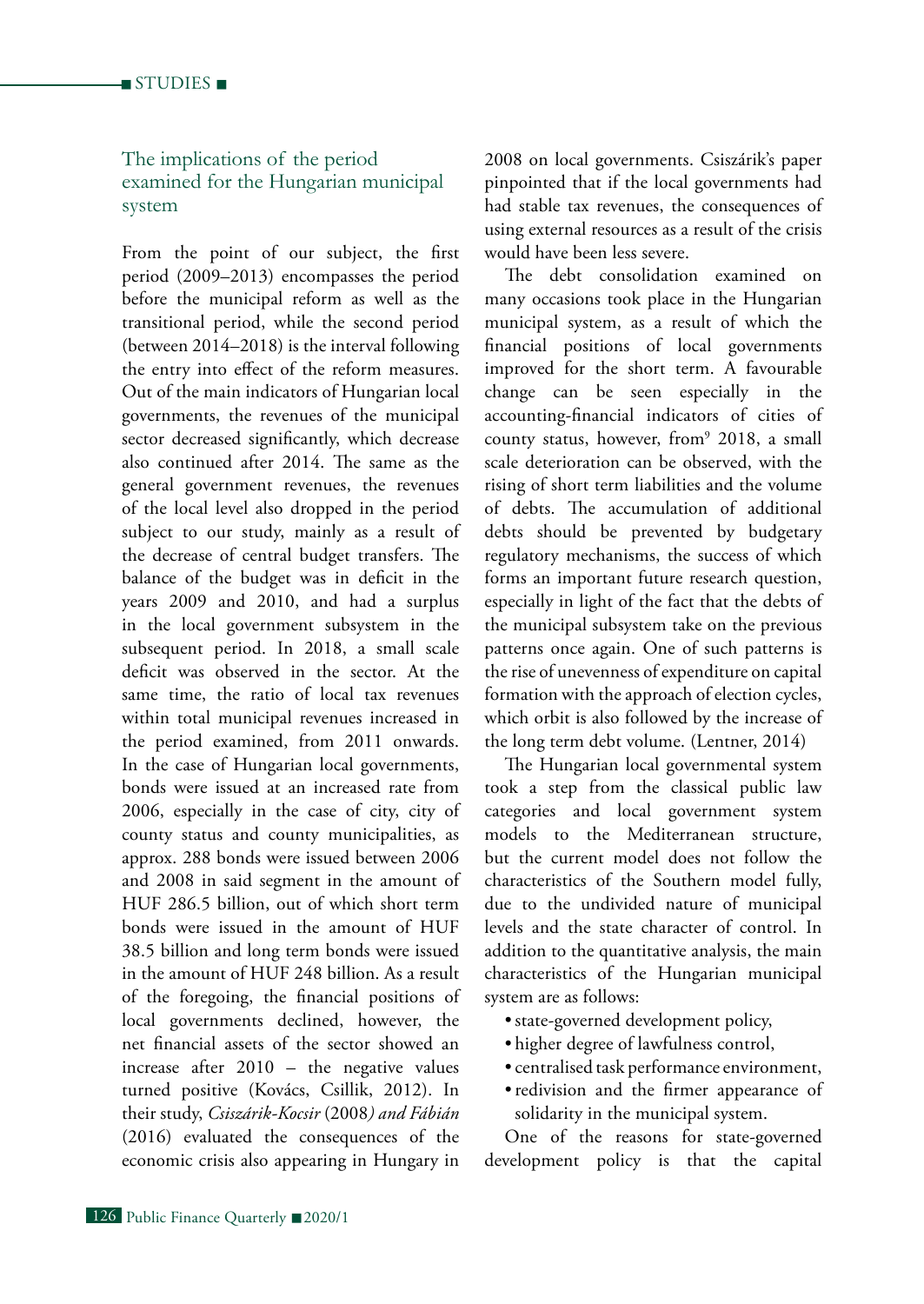## The implications of the period examined for the Hungarian municipal system

From the point of our subject, the first period (2009–2013) encompasses the period before the municipal reform as well as the transitional period, while the second period (between 2014–2018) is the interval following the entry into effect of the reform measures. Out of the main indicators of Hungarian local governments, the revenues of the municipal sector decreased significantly, which decrease also continued after 2014. The same as the general government revenues, the revenues of the local level also dropped in the period subject to our study, mainly as a result of the decrease of central budget transfers. The balance of the budget was in deficit in the years 2009 and 2010, and had a surplus in the local government subsystem in the subsequent period. In 2018, a small scale deficit was observed in the sector. At the same time, the ratio of local tax revenues within total municipal revenues increased in the period examined, from 2011 onwards. In the case of Hungarian local governments, bonds were issued at an increased rate from 2006, especially in the case of city, city of county status and county municipalities, as approx. 288 bonds were issued between 2006 and 2008 in said segment in the amount of HUF 286.5 billion, out of which short term bonds were issued in the amount of HUF 38.5 billion and long term bonds were issued in the amount of HUF 248 billion. As a result of the foregoing, the financial positions of local governments declined, however, the net financial assets of the sector showed an increase after 2010 – the negative values turned positive (Kovács, Csillik, 2012). In their study, *Csiszárik-Kocsir* (2008*) and Fábián* (2016) evaluated the consequences of the economic crisis also appearing in Hungary in 2008 on local governments. Csiszárik's paper pinpointed that if the local governments had had stable tax revenues, the consequences of using external resources as a result of the crisis would have been less severe.

The debt consolidation examined on many occasions took place in the Hungarian municipal system, as a result of which the financial positions of local governments improved for the short term. A favourable change can be seen especially in the accounting-financial indicators of cities of county status, however, from[9] 2018, a small scale deterioration can be observed, with the rising of short term liabilities and the volume of debts. The accumulation of additional debts should be prevented by budgetary regulatory mechanisms, the success of which forms an important future research question, especially in light of the fact that the debts of the municipal subsystem take on the previous patterns once again. One of such patterns is the rise of unevenness of expenditure on capital formation with the approach of election cycles, which orbit is also followed by the increase of the long term debt volume. (Lentner, 2014)

The Hungarian local governmental system took a step from the classical public law categories and local government system models to the Mediterranean structure, but the current model does not follow the characteristics of the Southern model fully, due to the undivided nature of municipal levels and the state character of control. In addition to the quantitative analysis, the main characteristics of the Hungarian municipal system are as follows:

- state-governed development policy,
- higher degree of lawfulness control,
- centralised task performance environment,
- redivision and the firmer appearance of solidarity in the municipal system.

One of the reasons for state-governed development policy is that the capital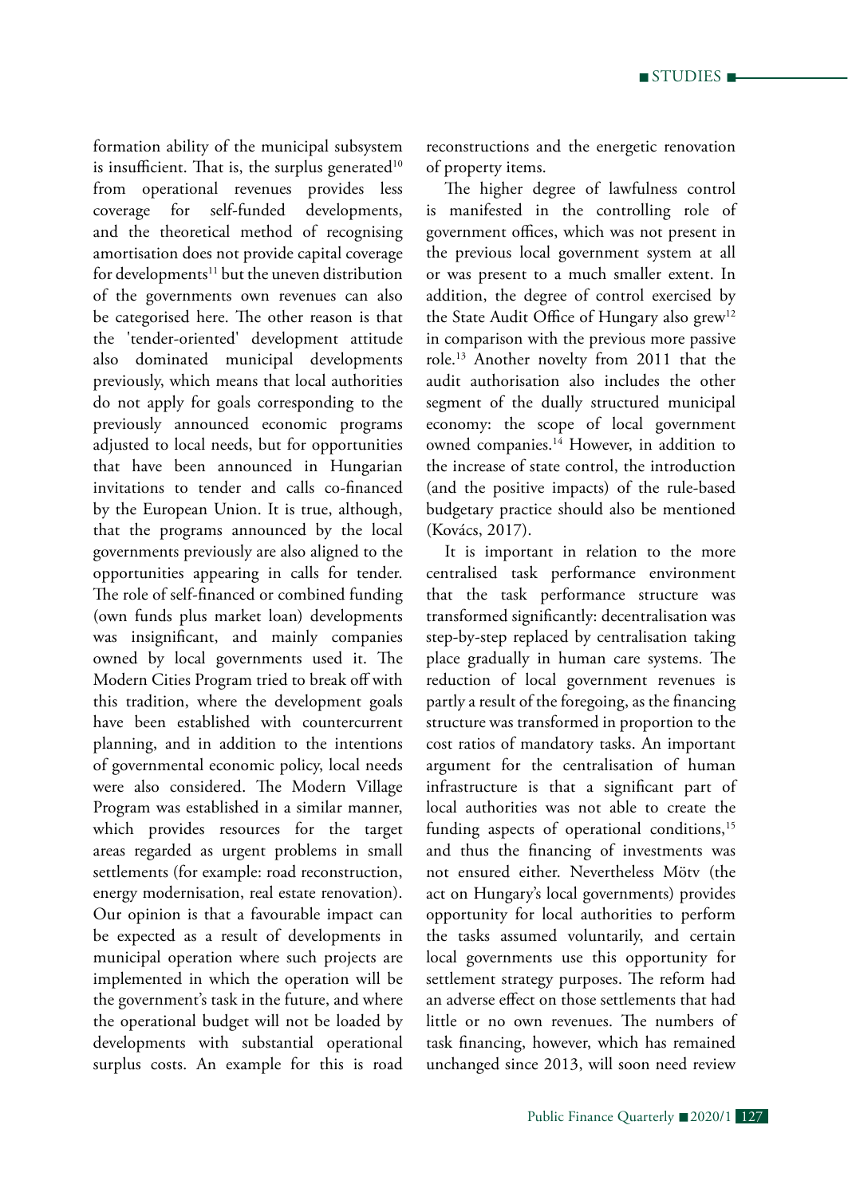formation ability of the municipal subsystem is insufficient. That is, the surplus generated[10] from operational revenues provides less coverage for self-funded developments, and the theoretical method of recognising amortisation does not provide capital coverage for developments[11] but the uneven distribution of the governments own revenues can also be categorised here. The other reason is that the 'tender-oriented' development attitude also dominated municipal developments previously, which means that local authorities do not apply for goals corresponding to the previously announced economic programs adjusted to local needs, but for opportunities that have been announced in Hungarian invitations to tender and calls co-financed by the European Union. It is true, although, that the programs announced by the local governments previously are also aligned to the opportunities appearing in calls for tender. The role of self-financed or combined funding (own funds plus market loan) developments was insignificant, and mainly companies owned by local governments used it. The Modern Cities Program tried to break off with this tradition, where the development goals have been established with countercurrent planning, and in addition to the intentions of governmental economic policy, local needs were also considered. The Modern Village Program was established in a similar manner, which provides resources for the target areas regarded as urgent problems in small settlements (for example: road reconstruction, energy modernisation, real estate renovation). Our opinion is that a favourable impact can be expected as a result of developments in municipal operation where such projects are implemented in which the operation will be the government's task in the future, and where the operational budget will not be loaded by developments with substantial operational surplus costs. An example for this is road reconstructions and the energetic renovation of property items.

The higher degree of lawfulness control is manifested in the controlling role of government offices, which was not present in the previous local government system at all or was present to a much smaller extent. In addition, the degree of control exercised by the State Audit Office of Hungary also grew[12] in comparison with the previous more passive role.[13] Another novelty from 2011 that the audit authorisation also includes the other segment of the dually structured municipal economy: the scope of local government owned companies.[14] However, in addition to the increase of state control, the introduction (and the positive impacts) of the rule-based budgetary practice should also be mentioned (Kovács, 2017).

It is important in relation to the more centralised task performance environment that the task performance structure was transformed significantly: decentralisation was step-by-step replaced by centralisation taking place gradually in human care systems. The reduction of local government revenues is partly a result of the foregoing, as the financing structure was transformed in proportion to the cost ratios of mandatory tasks. An important argument for the centralisation of human infrastructure is that a significant part of local authorities was not able to create the funding aspects of operational conditions,[15] and thus the financing of investments was not ensured either. Nevertheless Mötv (the act on Hungary's local governments) provides opportunity for local authorities to perform the tasks assumed voluntarily, and certain local governments use this opportunity for settlement strategy purposes. The reform had an adverse effect on those settlements that had little or no own revenues. The numbers of task financing, however, which has remained unchanged since 2013, will soon need review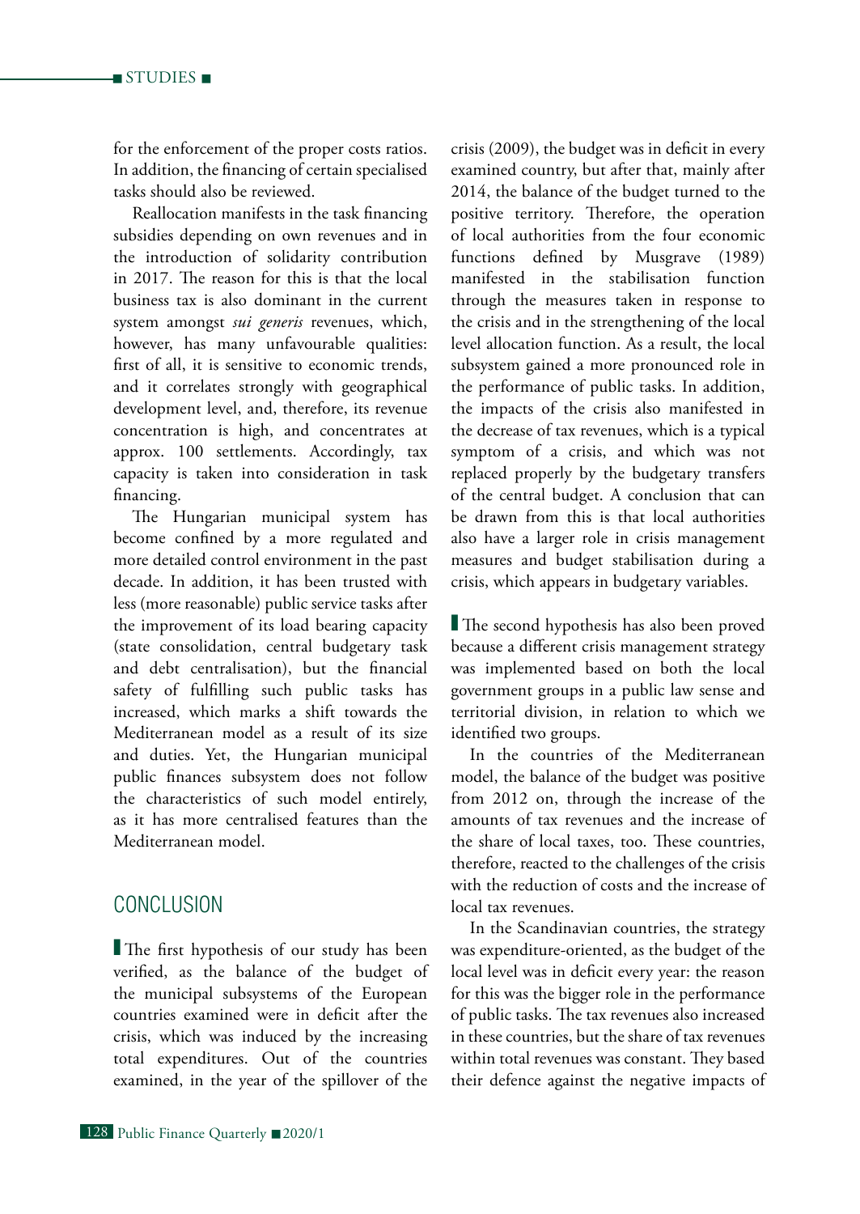for the enforcement of the proper costs ratios. In addition, the financing of certain specialised tasks should also be reviewed.

Reallocation manifests in the task financing subsidies depending on own revenues and in the introduction of solidarity contribution in 2017. The reason for this is that the local business tax is also dominant in the current system amongst *sui generis* revenues, which, however, has many unfavourable qualities: first of all, it is sensitive to economic trends, and it correlates strongly with geographical development level, and, therefore, its revenue concentration is high, and concentrates at approx. 100 settlements. Accordingly, tax capacity is taken into consideration in task financing.

The Hungarian municipal system has become confined by a more regulated and more detailed control environment in the past decade. In addition, it has been trusted with less (more reasonable) public service tasks after the improvement of its load bearing capacity (state consolidation, central budgetary task and debt centralisation), but the financial safety of fulfilling such public tasks has increased, which marks a shift towards the Mediterranean model as a result of its size and duties. Yet, the Hungarian municipal public finances subsystem does not follow the characteristics of such model entirely, as it has more centralised features than the Mediterranean model.

## CONCLUSION

The first hypothesis of our study has been verified, as the balance of the budget of the municipal subsystems of the European countries examined were in deficit after the crisis, which was induced by the increasing total expenditures. Out of the countries examined, in the year of the spillover of the crisis (2009), the budget was in deficit in every examined country, but after that, mainly after 2014, the balance of the budget turned to the positive territory. Therefore, the operation of local authorities from the four economic functions defined by Musgrave (1989) manifested in the stabilisation function through the measures taken in response to the crisis and in the strengthening of the local level allocation function. As a result, the local subsystem gained a more pronounced role in the performance of public tasks. In addition, the impacts of the crisis also manifested in the decrease of tax revenues, which is a typical symptom of a crisis, and which was not replaced properly by the budgetary transfers of the central budget. A conclusion that can be drawn from this is that local authorities also have a larger role in crisis management measures and budget stabilisation during a crisis, which appears in budgetary variables.

The second hypothesis has also been proved because a different crisis management strategy was implemented based on both the local government groups in a public law sense and territorial division, in relation to which we identified two groups.

In the countries of the Mediterranean model, the balance of the budget was positive from 2012 on, through the increase of the amounts of tax revenues and the increase of the share of local taxes, too. These countries, therefore, reacted to the challenges of the crisis with the reduction of costs and the increase of local tax revenues.

In the Scandinavian countries, the strategy was expenditure-oriented, as the budget of the local level was in deficit every year: the reason for this was the bigger role in the performance of public tasks. The tax revenues also increased in these countries, but the share of tax revenues within total revenues was constant. They based their defence against the negative impacts of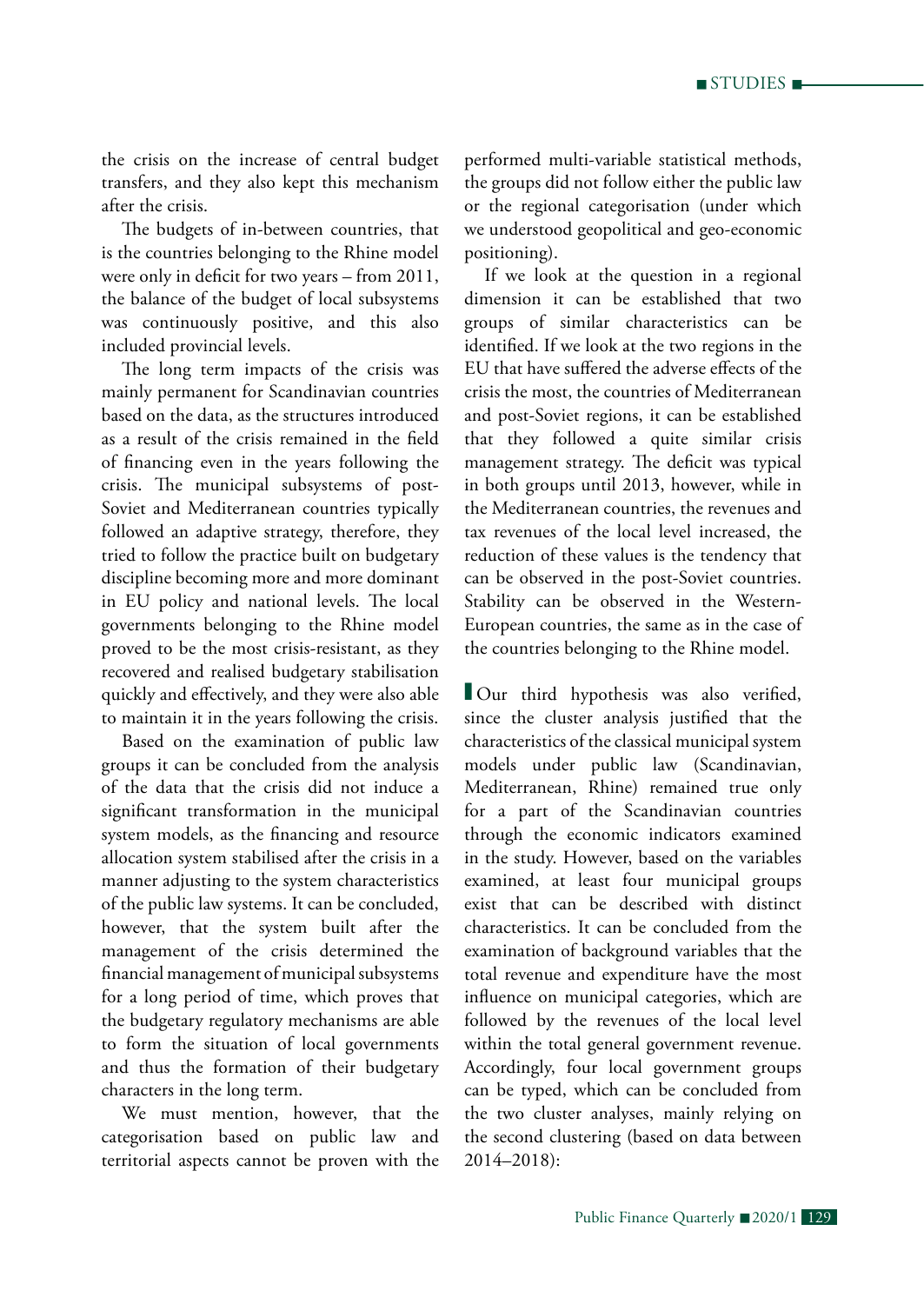the crisis on the increase of central budget transfers, and they also kept this mechanism after the crisis.

The budgets of in-between countries, that is the countries belonging to the Rhine model were only in deficit for two years – from 2011, the balance of the budget of local subsystems was continuously positive, and this also included provincial levels.

The long term impacts of the crisis was mainly permanent for Scandinavian countries based on the data, as the structures introduced as a result of the crisis remained in the field of financing even in the years following the crisis. The municipal subsystems of post-Soviet and Mediterranean countries typically followed an adaptive strategy, therefore, they tried to follow the practice built on budgetary discipline becoming more and more dominant in EU policy and national levels. The local governments belonging to the Rhine model proved to be the most crisis-resistant, as they recovered and realised budgetary stabilisation quickly and effectively, and they were also able to maintain it in the years following the crisis.

Based on the examination of public law groups it can be concluded from the analysis of the data that the crisis did not induce a significant transformation in the municipal system models, as the financing and resource allocation system stabilised after the crisis in a manner adjusting to the system characteristics of the public law systems. It can be concluded, however, that the system built after the management of the crisis determined the financial management of municipal subsystems for a long period of time, which proves that the budgetary regulatory mechanisms are able to form the situation of local governments and thus the formation of their budgetary characters in the long term.

We must mention, however, that the categorisation based on public law and territorial aspects cannot be proven with the performed multi-variable statistical methods, the groups did not follow either the public law or the regional categorisation (under which we understood geopolitical and geo-economic positioning).

If we look at the question in a regional dimension it can be established that two groups of similar characteristics can be identified. If we look at the two regions in the EU that have suffered the adverse effects of the crisis the most, the countries of Mediterranean and post-Soviet regions, it can be established that they followed a quite similar crisis management strategy. The deficit was typical in both groups until 2013, however, while in the Mediterranean countries, the revenues and tax revenues of the local level increased, the reduction of these values is the tendency that can be observed in the post-Soviet countries. Stability can be observed in the Western-European countries, the same as in the case of the countries belonging to the Rhine model.

Our third hypothesis was also verified, since the cluster analysis justified that the characteristics of the classical municipal system models under public law (Scandinavian, Mediterranean, Rhine) remained true only for a part of the Scandinavian countries through the economic indicators examined in the study. However, based on the variables examined, at least four municipal groups exist that can be described with distinct characteristics. It can be concluded from the examination of background variables that the total revenue and expenditure have the most influence on municipal categories, which are followed by the revenues of the local level within the total general government revenue. Accordingly, four local government groups can be typed, which can be concluded from the two cluster analyses, mainly relying on the second clustering (based on data between 2014–2018):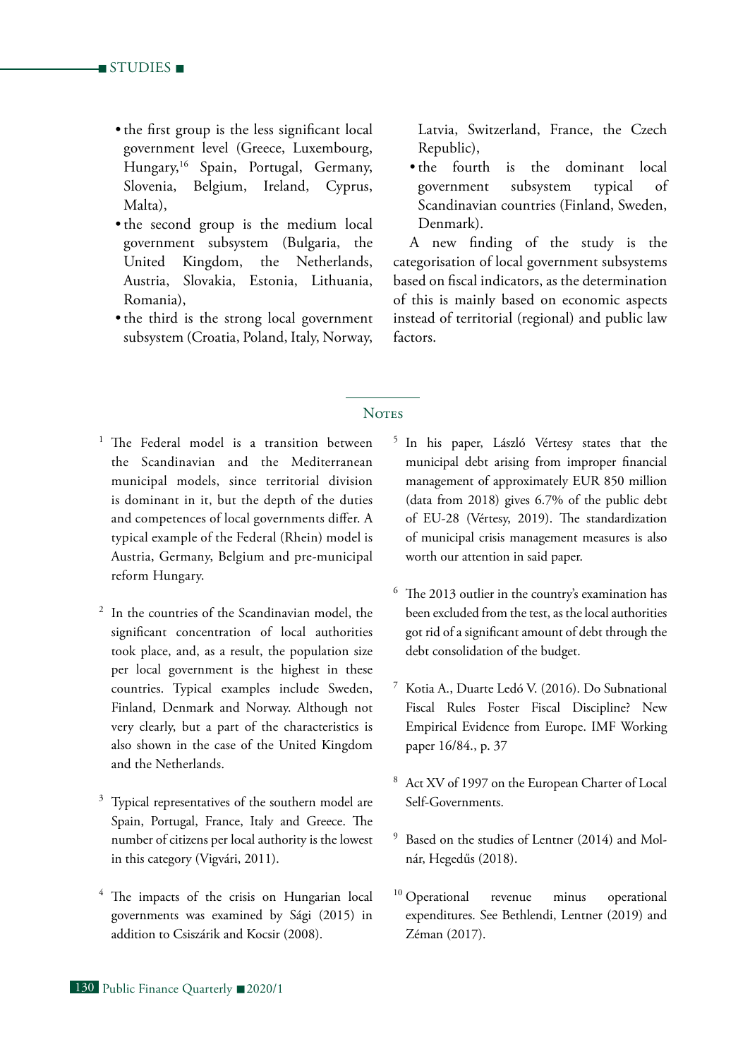- the first group is the less significant local government level (Greece, Luxembourg, Hungary,[16] Spain, Portugal, Germany, Slovenia, Belgium, Ireland, Cyprus, Malta),
- the second group is the medium local government subsystem (Bulgaria, the United Kingdom, the Netherlands, Austria, Slovakia, Estonia, Lithuania, Romania),
- the third is the strong local government subsystem (Croatia, Poland, Italy, Norway, Latvia, Switzerland, France, the Czech Republic),
- the fourth is the dominant local government subsystem typical of Scandinavian countries (Finland, Sweden, Denmark).

A new finding of the study is the categorisation of local government subsystems based on fiscal indicators, as the determination of this is mainly based on economic aspects instead of territorial (regional) and public law factors.

## Notes

[1] The Federal model is a transition between the Scandinavian and the Mediterranean municipal models, since territorial division is dominant in it, but the depth of the duties and competences of local governments differ. A typical example of the Federal (Rhein) model is Austria, Germany, Belgium and pre-municipal reform Hungary.

[2] In the countries of the Scandinavian model, the significant concentration of local authorities took place, and, as a result, the population size per local government is the highest in these countries. Typical examples include Sweden, Finland, Denmark and Norway. Although not very clearly, but a part of the characteristics is also shown in the case of the United Kingdom and the Netherlands.

[3] Typical representatives of the southern model are Spain, Portugal, France, Italy and Greece. The number of citizens per local authority is the lowest in this category (Vigvári, 2011).

[4] The impacts of the crisis on Hungarian local governments was examined by Sági (2015) in addition to Csiszárik and Kocsir (2008).

[5] In his paper, László Vértesy states that the municipal debt arising from improper financial management of approximately EUR 850 million (data from 2018) gives 6.7% of the public debt of EU-28 (Vértesy, 2019). The standardization of municipal crisis management measures is also worth our attention in said paper.

[6] The 2013 outlier in the country's examination has been excluded from the test, as the local authorities got rid of a significant amount of debt through the debt consolidation of the budget.

[7] Kotia A., Duarte Ledó V. (2016). Do Subnational Fiscal Rules Foster Fiscal Discipline? New Empirical Evidence from Europe. IMF Working paper 16/84., p. 37

[8] Act XV of 1997 on the European Charter of Local Self-Governments.

[9] Based on the studies of Lentner (2014) and Molnár, Hegedűs (2018).

[10] Operational revenue minus operational expenditures. See Bethlendi, Lentner (2019) and Zéman (2017).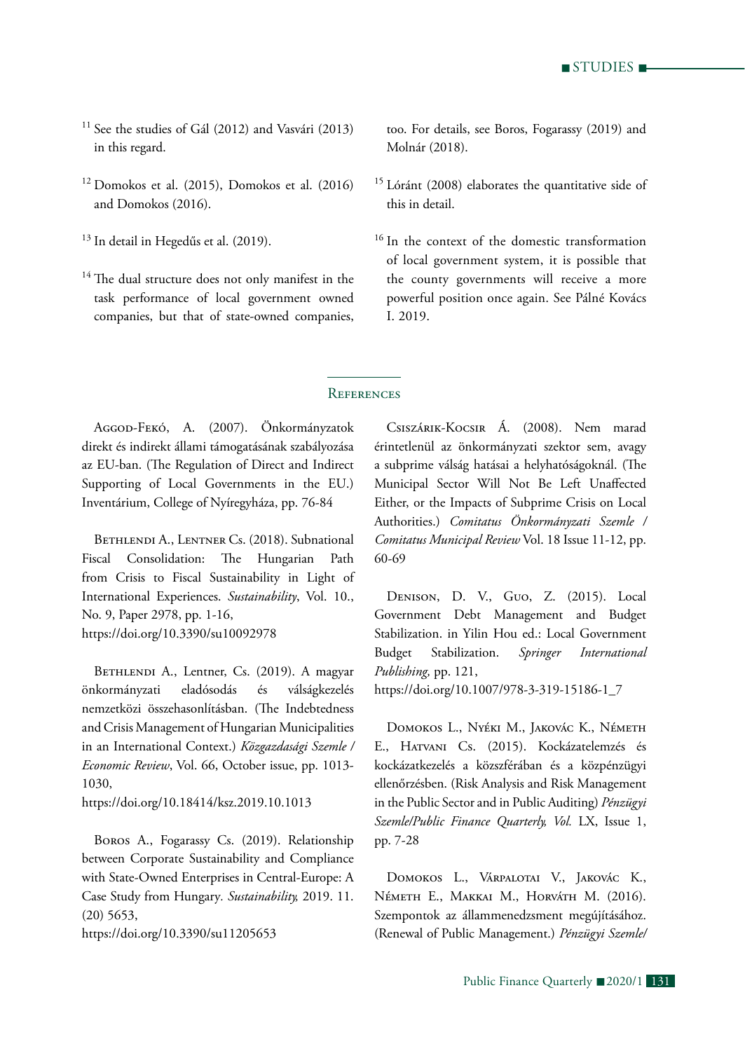[11] See the studies of Gál (2012) and Vasvári (2013) in this regard.

[12] Domokos et al. (2015), Domokos et al. (2016) and Domokos (2016).

[13] In detail in Hegedűs et al. (2019).

[14] The dual structure does not only manifest in the task performance of local government owned companies, but that of state-owned companies, too. For details, see Boros, Fogarassy (2019) and Molnár (2018).

[15] Lóránt (2008) elaborates the quantitative side of this in detail.

[16] In the context of the domestic transformation of local government system, it is possible that the county governments will receive a more powerful position once again. See Pálné Kovács I. 2019.

## References

Aggod-Fekó, A. (2007). Önkormányzatok direkt és indirekt állami támogatásának szabályozása az EU-ban. (The Regulation of Direct and Indirect Supporting of Local Governments in the EU.) Inventárium, College of Nyíregyháza, pp. 76-84

Bethlendi A., Lentner Cs. (2018). Subnational Fiscal Consolidation: The Hungarian Path from Crisis to Fiscal Sustainability in Light of International Experiences. *Sustainability*, Vol. 10., No. 9, Paper 2978, pp. 1-16, https://doi.org/10.3390/su10092978

Bethlendi A., Lentner, Cs. (2019). A magyar önkormányzati eladósodás és válságkezelés nemzetközi összehasonlításban. (The Indebtedness and Crisis Management of Hungarian Municipalities in an International Context.) *Közgazdasági Szemle / Economic Review*, Vol. 66, October issue, pp. 1013-1030, https://doi.org/10.18414/ksz.2019.10.1013

Boros A., Fogarassy Cs. (2019). Relationship between Corporate Sustainability and Compliance with State-Owned Enterprises in Central-Europe: A Case Study from Hungary. *Sustainability,* 2019. 11. (20) 5653, https://doi.org/10.3390/su11205653

Csiszárik-Kocsir Á. (2008). Nem marad érintetlenül az önkormányzati szektor sem, avagy a subprime válság hatásai a helyhatóságoknál. (The Municipal Sector Will Not Be Left Unaffected Either, or the Impacts of Subprime Crisis on Local Authorities.) *Comitatus Önkormányzati Szemle / Comitatus Municipal Review* Vol. 18 Issue 11-12, pp. 60-69

Denison, D. V., Guo, Z. (2015). Local Government Debt Management and Budget Stabilization. in Yilin Hou ed.: Local Government Budget Stabilization. *Springer International Publishing,* pp. 121, https://doi.org/10.1007/978-3-319-15186-1_7

Domokos L., Nyéki M., Jakovác K., Németh E., Hatvani Cs. (2015). Kockázatelemzés és kockázatkezelés a közszférában és a közpénzügyi ellenőrzésben. (Risk Analysis and Risk Management in the Public Sector and in Public Auditing) *Pénzügyi Szemle/Public Finance Quarterly, Vol.* LX, Issue 1, pp. 7-28

Domokos L., Várpalotai V., Jakovác K., Németh E., Makkai M., Horváth M. (2016). Szempontok az állammenedzsment megújításához. (Renewal of Public Management.) *Pénzügyi Szemle/*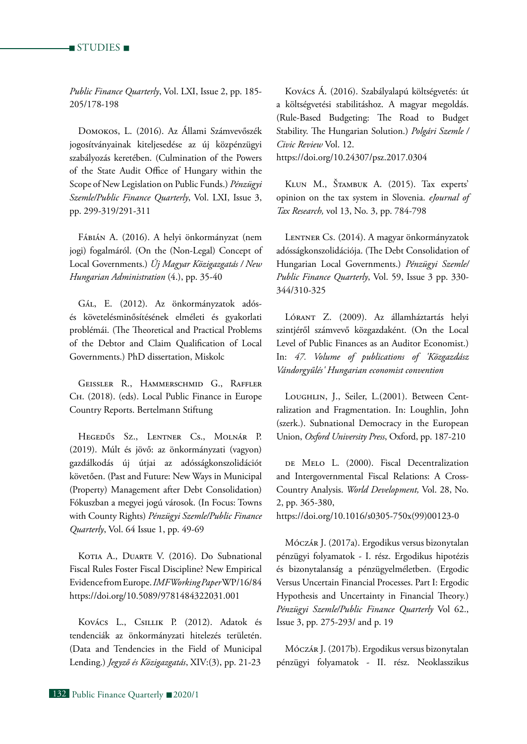*Public Finance Quarterly*, Vol. LXI, Issue 2, pp. 185-205/178-198

Domokos, L. (2016). Az Állami Számvevőszék jogosítványainak kiteljesedése az új központi közpénzügyi szabályozás keretében. (Culmination of the Powers of the State Audit Office of Hungary within the Scope of New Legislation on Public Funds.) *Pénzügyi Szemle/Public Finance Quarterly*, Vol. LXI, Issue 3, pp. 299-319/291-311

Fábián A. (2016). A helyi önkormányzat (nem jogi) fogalmáról. (On the (Non-Legal) Concept of Local Governments.) *Új Magyar Közigazgatás / New Hungarian Administration* (4.), pp. 35-40

Gál, E. (2012). Az önkormányzatok adós- és követelésminősítésének elméleti és gyakorlati problémái. (The Theoretical and Practical Problems of the Debtor and Claim Qualification of Local Governments.) PhD dissertation, Miskolc

Geissler R., Hammerschmid G., Raffler Ch. (2018). (eds). Local Public Finance in Europe Country Reports. Bertelmann Stiftung

Hegedűs Sz., Lentner Cs., Molnár P. (2019). Múlt és jövő: az önkormányzati (vagyon) gazdálkodás új útjai az adósságkonszolidációt követően. (Past and Future: New Ways in Municipal (Property) Management after Debt Consolidation) Fókuszban a megyei jogú városok. (In Focus: Towns with County Rights) *Pénzügyi Szemle/Public Finance Quarterly*, Vol. 64 Issue 1, pp. 49-69

Kotia A., Duarte V. (2016). Do Subnational Fiscal Rules Foster Fiscal Discipline? New Empirical Evidence from Europe. *IMF Working Paper* WP/16/84 https://doi.org/10.5089/9781484322031.001

Kovács L., Csillik P. (2012). Adatok és tendenciák az önkormányzati hitelezés területén. (Data and Tendencies in the Field of Municipal Lending.) *Jegyző és Közigazgatás*, XIV:(3), pp. 21-23

Kovács Á. (2016). Szabályalapú költségvetés: út a költségvetési stabilitáshoz. A magyar megoldás. (Rule-Based Budgeting: The Road to Budget Stability. The Hungarian Solution.) *Polgári Szemle / Civic Review* Vol. 12.
https://doi.org/10.24307/psz.2017.0304

Klun M., Štambuk A. (2015). Tax experts' opinion on the tax system in Slovenia. *eJournal of Tax Research,* vol 13, No. 3, pp. 784-798

Lentner Cs. (2014). A magyar önkormányzatok adósságkonszolidációja. (The Debt Consolidation of Hungarian Local Governments.) *Pénzügyi Szemle/Public Finance Quarterly*, Vol. 59, Issue 3 pp. 330-344/310-325

Lórant Z. (2009). Az államháztartás helyi szintjéről számvevő közgazdaként. (On the Local Level of Public Finances as an Auditor Economist.) In: *47. Volume of publications of 'Közgazdász Vándorgyűlés' Hungarian economist convention*

Loughlin, J., Seiler, L.(2001). Between Centralization and Fragmentation. In: Loughlin, John (szerk.). Subnational Democracy in the European Union, *Oxford University Press*, Oxford, pp. 187-210

de Melo L. (2000). Fiscal Decentralization and Intergovernmental Fiscal Relations: A Cross-Country Analysis. *World Development,* Vol. 28, No. 2, pp. 365-380,
https://doi.org/10.1016/s0305-750x(99)00123-0

Móczár J. (2017a). Ergodikus versus bizonytalan pénzügyi folyamatok - I. rész. Ergodikus hipotézis és bizonytalanság a pénzügyelméletben. (Ergodic Versus Uncertain Financial Processes. Part I: Ergodic Hypothesis and Uncertainty in Financial Theory.) *Pénzügyi Szemle/Public Finance Quarterly* Vol 62., Issue 3, pp. 275-293/ and p. 19

Móczár J. (2017b). Ergodikus versus bizonytalan pénzügyi folyamatok - II. rész. Neoklasszikus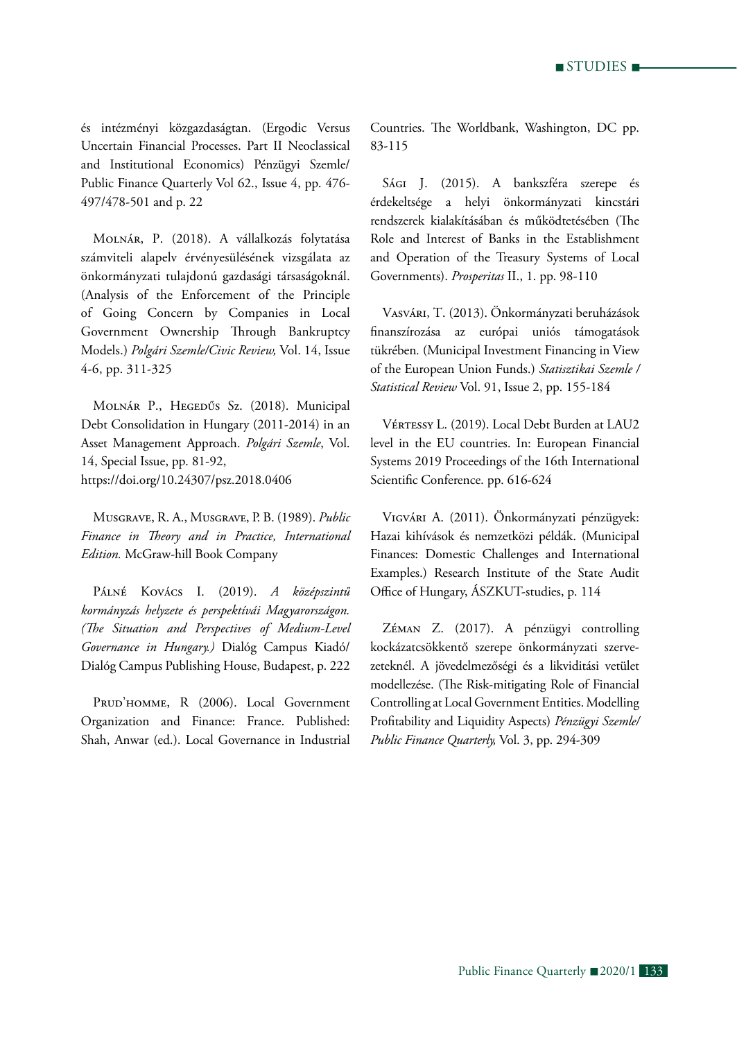és intézményi közgazdaságtan. (Ergodic Versus Uncertain Financial Processes. Part II Neoclassical and Institutional Economics) Pénzügyi Szemle/ Public Finance Quarterly Vol 62., Issue 4, pp. 476-497/478-501 and p. 22

Molnár, P. (2018). A vállalkozás folytatása számviteli alapelv érvényesülésének vizsgálata az önkormányzati tulajdonú gazdasági társaságoknál. (Analysis of the Enforcement of the Principle of Going Concern by Companies in Local Government Ownership Through Bankruptcy Models.) *Polgári Szemle/Civic Review,* Vol. 14, Issue 4-6, pp. 311-325

Molnár P., Hegedűs Sz. (2018). Municipal Debt Consolidation in Hungary (2011-2014) in an Asset Management Approach. *Polgári Szemle*, Vol. 14, Special Issue, pp. 81-92, https://doi.org/10.24307/psz.2018.0406

Musgrave, R. A., Musgrave, P. B. (1989). *Public Finance in Theory and in Practice, International Edition.* McGraw-hill Book Company

Pálné Kovács I. (2019). *A középszintű kormányzás helyzete és perspektívái Magyarországon. (The Situation and Perspectives of Medium-Level Governance in Hungary.)* Dialóg Campus Kiadó/ Dialóg Campus Publishing House, Budapest, p. 222

Prud'homme, R (2006). Local Government Organization and Finance: France. Published: Shah, Anwar (ed.). Local Governance in Industrial Countries. The Worldbank, Washington, DC pp. 83-115

Sági J. (2015). A bankszféra szerepe és érdekeltsége a helyi önkormányzati kincstári rendszerek kialakításában és működtetésében (The Role and Interest of Banks in the Establishment and Operation of the Treasury Systems of Local Governments). *Prosperitas* II., 1. pp. 98-110

Vasvári, T. (2013). Önkormányzati beruházások finanszírozása az európai uniós támogatások tükrében. (Municipal Investment Financing in View of the European Union Funds.) *Statisztikai Szemle / Statistical Review* Vol. 91, Issue 2, pp. 155-184

Vértessy L. (2019). Local Debt Burden at LAU2 level in the EU countries. In: European Financial Systems 2019 Proceedings of the 16th International Scientific Conference. pp. 616-624

Vigvári A. (2011). Önkormányzati pénzügyek: Hazai kihívások és nemzetközi példák. (Municipal Finances: Domestic Challenges and International Examples.) Research Institute of the State Audit Office of Hungary, ÁSZKUT-studies, p. 114

Zéman Z. (2017). A pénzügyi controlling kockázatcsökkentő szerepe önkormányzati szervezeteknél. A jövedelmezőségi és a likviditási vetület modellezése. (The Risk-mitigating Role of Financial Controlling at Local Government Entities. Modelling Profitability and Liquidity Aspects) *Pénzügyi Szemle/ Public Finance Quarterly,* Vol. 3, pp. 294-309